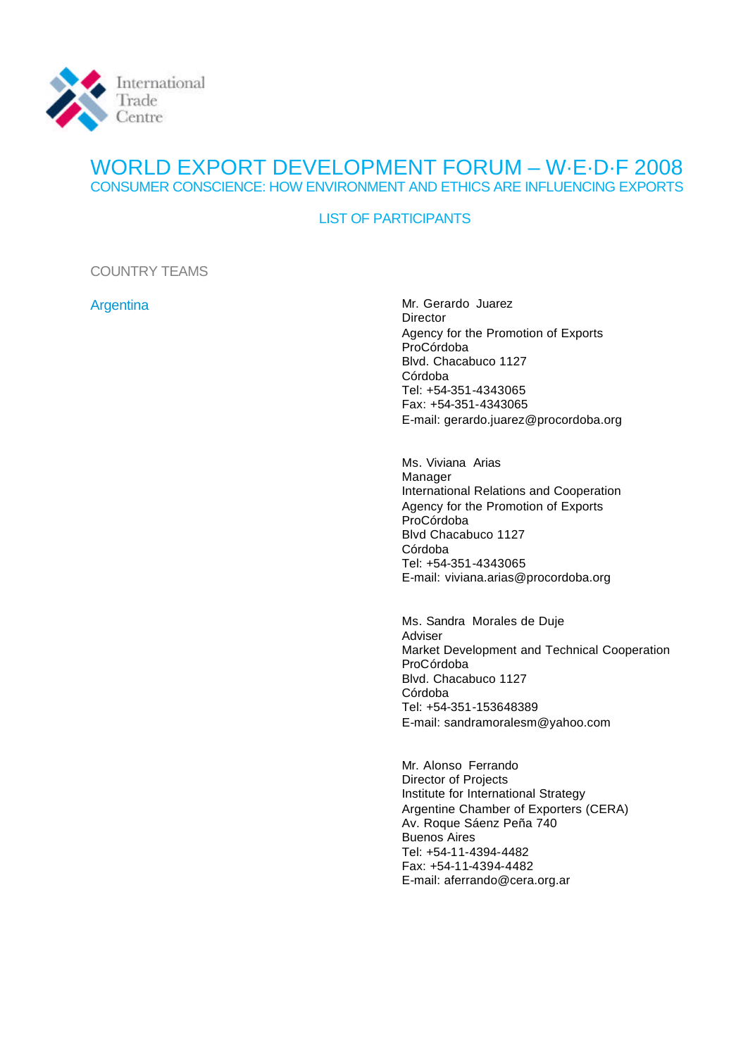International Trade Centre

# WORLD EXPORT DEVELOPMENT FORUM – W·E·D·F 2008

## CONSUMER CONSCIENCE: HOW ENVIRONMENT AND ETHICS ARE INFLUENCING EXPORTS

### LIST OF PARTICIPANTS

COUNTRY TEAMS

### Argentina

Mr. Gerardo Juarez
Director
Agency for the Promotion of Exports
ProCórdoba
Blvd. Chacabuco 1127
Córdoba
Tel: +54-351-4343065
Fax: +54-351-4343065
E-mail: gerardo.juarez@procordoba.org

Ms. Viviana Arias
Manager
International Relations and Cooperation
Agency for the Promotion of Exports
ProCórdoba
Blvd Chacabuco 1127
Córdoba
Tel: +54-351-4343065
E-mail: viviana.arias@procordoba.org

Ms. Sandra Morales de Duje
Adviser
Market Development and Technical Cooperation
ProCórdoba
Blvd. Chacabuco 1127
Córdoba
Tel: +54-351-153648389
E-mail: sandramoralesm@yahoo.com

Mr. Alonso Ferrando
Director of Projects
Institute for International Strategy
Argentine Chamber of Exporters (CERA)
Av. Roque Sáenz Peña 740
Buenos Aires
Tel: +54-11-4394-4482
Fax: +54-11-4394-4482
E-mail: aferrando@cera.org.ar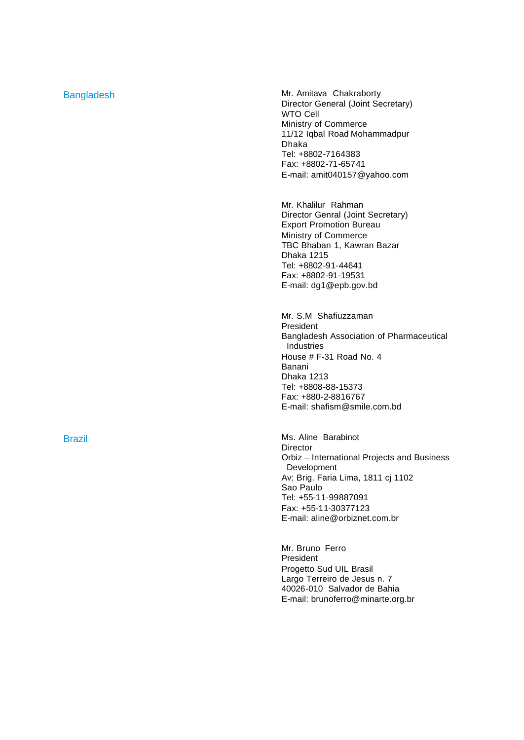## Bangladesh

Mr. Amitava Chakraborty
Director General (Joint Secretary)
WTO Cell
Ministry of Commerce
11/12 Iqbal Road Mohammadpur
Dhaka
Tel: +8802-7164383
Fax: +8802-71-65741
E-mail: amit040157@yahoo.com

Mr. Khalilur Rahman
Director Genral (Joint Secretary)
Export Promotion Bureau
Ministry of Commerce
TBC Bhaban 1, Kawran Bazar
Dhaka 1215
Tel: +8802-91-44641
Fax: +8802-91-19531
E-mail: dg1@epb.gov.bd

Mr. S.M Shafiuzzaman
President
Bangladesh Association of Pharmaceutical Industries
House # F-31 Road No. 4
Banani
Dhaka 1213
Tel: +8808-88-15373
Fax: +880-2-8816767
E-mail: shafism@smile.com.bd

## Brazil

Ms. Aline Barabinot
Director
Orbiz – International Projects and Business Development
Av; Brig. Faria Lima, 1811 cj 1102
Sao Paulo
Tel: +55-11-99887091
Fax: +55-11-30377123
E-mail: aline@orbiznet.com.br

Mr. Bruno Ferro
President
Progetto Sud UIL Brasil
Largo Terreiro de Jesus n. 7
40026-010 Salvador de Bahia
E-mail: brunoferro@minarte.org.br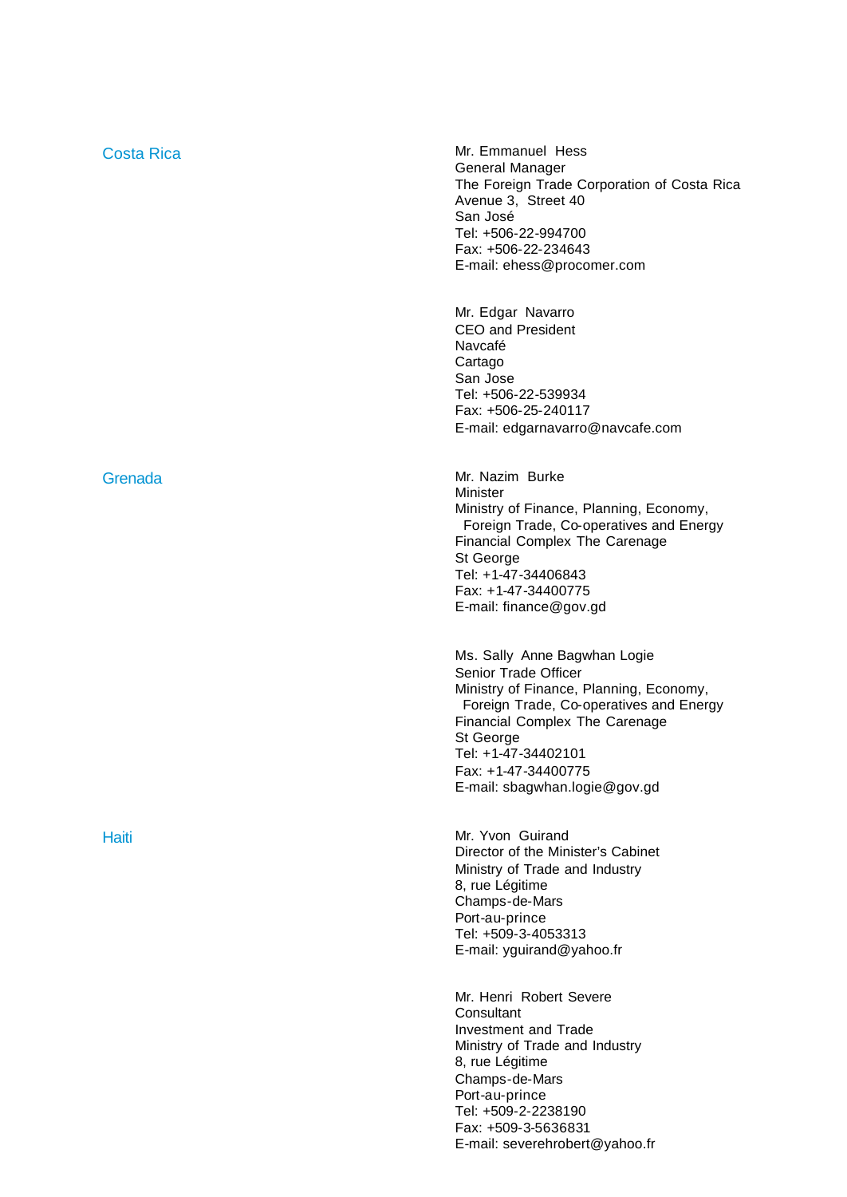## Costa Rica

Mr. Emmanuel Hess
General Manager
The Foreign Trade Corporation of Costa Rica
Avenue 3, Street 40
San José
Tel: +506-22-994700
Fax: +506-22-234643
E-mail: ehess@procomer.com

Mr. Edgar Navarro
CEO and President
Navcafé
Cartago
San Jose
Tel: +506-22-539934
Fax: +506-25-240117
E-mail: edgarnavarro@navcafe.com

## Grenada

Mr. Nazim Burke
Minister
Ministry of Finance, Planning, Economy,
Foreign Trade, Co-operatives and Energy
Financial Complex The Carenage
St George
Tel: +1-47-34406843
Fax: +1-47-34400775
E-mail: finance@gov.gd

Ms. Sally Anne Bagwhan Logie
Senior Trade Officer
Ministry of Finance, Planning, Economy,
Foreign Trade, Co-operatives and Energy
Financial Complex The Carenage
St George
Tel: +1-47-34402101
Fax: +1-47-34400775
E-mail: sbagwhan.logie@gov.gd

## Haiti

Mr. Yvon Guirand
Director of the Minister's Cabinet
Ministry of Trade and Industry
8, rue Légitime
Champs-de-Mars
Port-au-prince
Tel: +509-3-4053313
E-mail: yguirand@yahoo.fr

Mr. Henri Robert Severe
Consultant
Investment and Trade
Ministry of Trade and Industry
8, rue Légitime
Champs-de-Mars
Port-au-prince
Tel: +509-2-2238190
Fax: +509-3-5636831
E-mail: severehrobert@yahoo.fr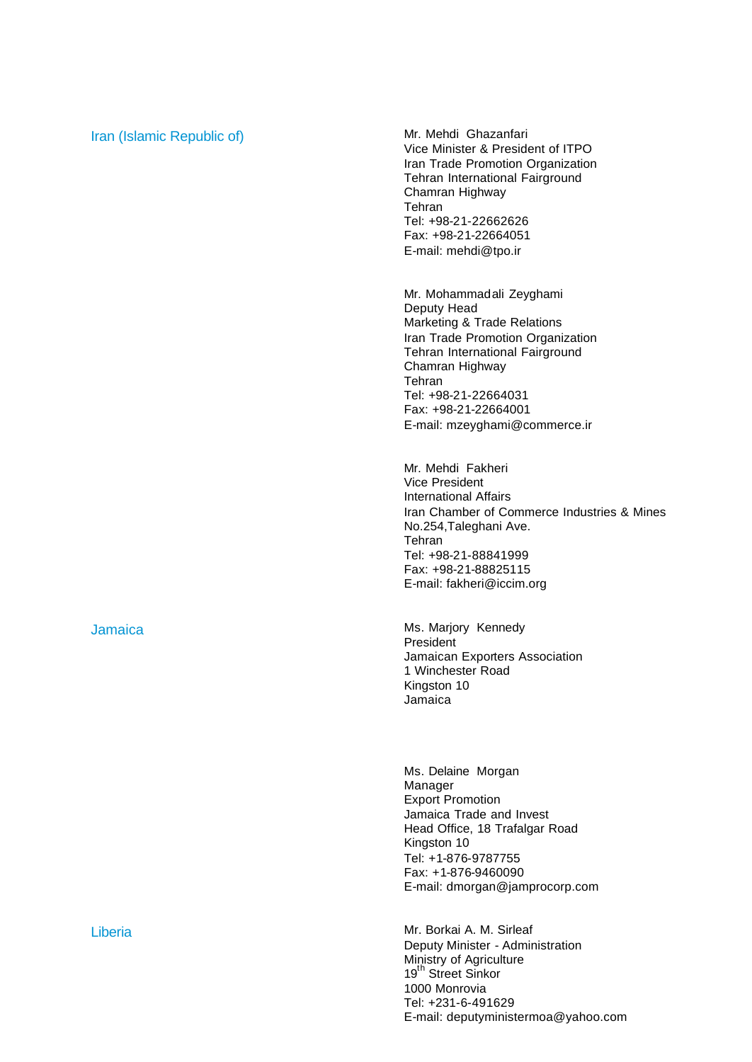| Country | Participant |
|---|---|
| Iran (Islamic Republic of) | Mr. Mehdi Ghazanfari<br>Vice Minister & President of ITPO<br>Iran Trade Promotion Organization<br>Tehran International Fairground<br>Chamran Highway<br>Tehran<br>Tel: +98-21-22662626<br>Fax: +98-21-22664051<br>E-mail: mehdi@tpo.ir |
| | Mr. Mohammadali Zeyghami<br>Deputy Head<br>Marketing & Trade Relations<br>Iran Trade Promotion Organization<br>Tehran International Fairground<br>Chamran Highway<br>Tehran<br>Tel: +98-21-22664031<br>Fax: +98-21-22664001<br>E-mail: mzeyghami@commerce.ir |
| | Mr. Mehdi Fakheri<br>Vice President<br>International Affairs<br>Iran Chamber of Commerce Industries & Mines<br>No.254,Taleghani Ave.<br>Tehran<br>Tel: +98-21-88841999<br>Fax: +98-21-88825115<br>E-mail: fakheri@iccim.org |
| Jamaica | Ms. Marjory Kennedy<br>President<br>Jamaican Exporters Association<br>1 Winchester Road<br>Kingston 10<br>Jamaica |
| | Ms. Delaine Morgan<br>Manager<br>Export Promotion<br>Jamaica Trade and Invest<br>Head Office, 18 Trafalgar Road<br>Kingston 10<br>Tel: +1-876-9787755<br>Fax: +1-876-9460090<br>E-mail: dmorgan@jamprocorp.com |
| Liberia | Mr. Borkai A. M. Sirleaf<br>Deputy Minister - Administration<br>Ministry of Agriculture<br>19th Street Sinkor<br>1000 Monrovia<br>Tel: +231-6-491629<br>E-mail: deputyministermoa@yahoo.com |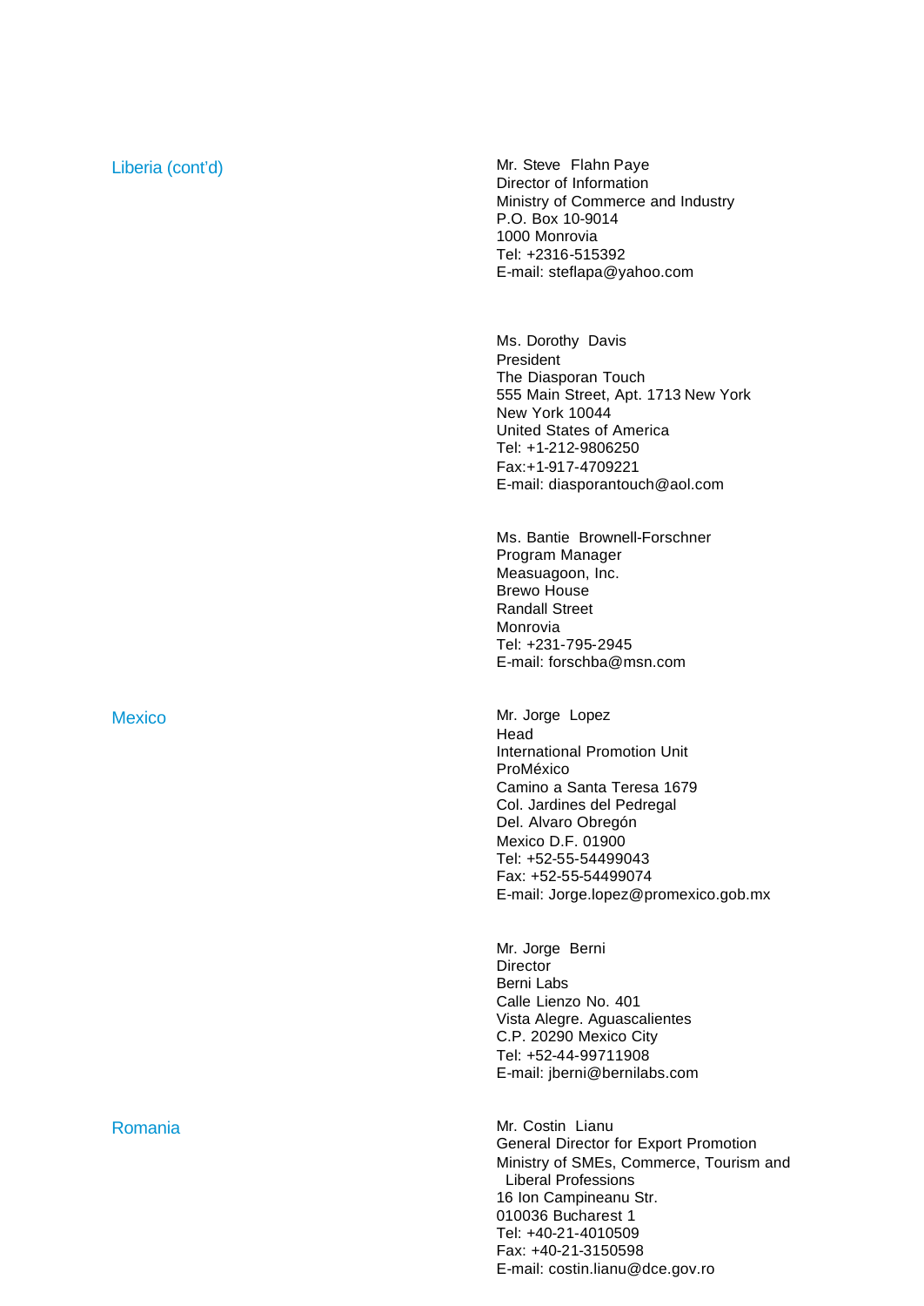Liberia (cont'd)

Mr. Steve Flahn Paye
Director of Information
Ministry of Commerce and Industry
P.O. Box 10-9014
1000 Monrovia
Tel: +2316-515392
E-mail: steflapa@yahoo.com

Ms. Dorothy Davis
President
The Diasporan Touch
555 Main Street, Apt. 1713 New York
New York 10044
United States of America
Tel: +1-212-9806250
Fax:+1-917-4709221
E-mail: diasporantouch@aol.com

Ms. Bantie Brownell-Forschner
Program Manager
Measuagoon, Inc.
Brewo House
Randall Street
Monrovia
Tel: +231-795-2945
E-mail: forschba@msn.com

Mexico

Mr. Jorge Lopez
Head
International Promotion Unit
ProMéxico
Camino a Santa Teresa 1679
Col. Jardines del Pedregal
Del. Alvaro Obregón
Mexico D.F. 01900
Tel: +52-55-54499043
Fax: +52-55-54499074
E-mail: Jorge.lopez@promexico.gob.mx

Mr. Jorge Berni
Director
Berni Labs
Calle Lienzo No. 401
Vista Alegre. Aguascalientes
C.P. 20290 Mexico City
Tel: +52-44-99711908
E-mail: jberni@bernilabs.com

Romania

Mr. Costin Lianu
General Director for Export Promotion
Ministry of SMEs, Commerce, Tourism and Liberal Professions
16 Ion Campineanu Str.
010036 Bucharest 1
Tel: +40-21-4010509
Fax: +40-21-3150598
E-mail: costin.lianu@dce.gov.ro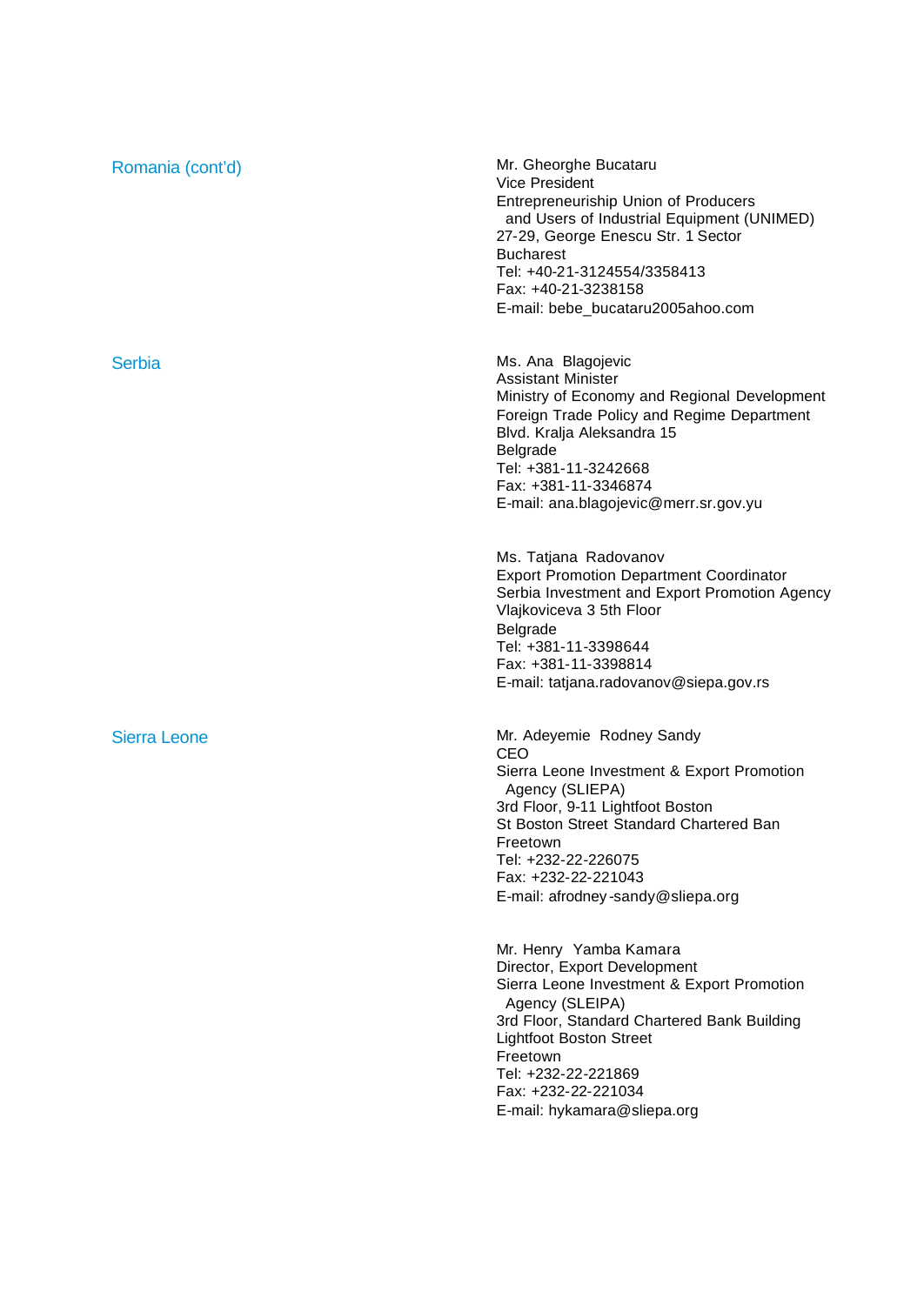## Romania (cont'd)

Mr. Gheorghe Bucataru
Vice President
Entrepreneuriship Union of Producers
and Users of Industrial Equipment (UNIMED)
27-29, George Enescu Str. 1 Sector
Bucharest
Tel: +40-21-3124554/3358413
Fax: +40-21-3238158
E-mail: bebe_bucataru2005ahoo.com

## Serbia

Ms. Ana Blagojevic
Assistant Minister
Ministry of Economy and Regional Development
Foreign Trade Policy and Regime Department
Blvd. Kralja Aleksandra 15
Belgrade
Tel: +381-11-3242668
Fax: +381-11-3346874
E-mail: ana.blagojevic@merr.sr.gov.yu

Ms. Tatjana Radovanov
Export Promotion Department Coordinator
Serbia Investment and Export Promotion Agency
Vlajkoviceva 3 5th Floor
Belgrade
Tel: +381-11-3398644
Fax: +381-11-3398814
E-mail: tatjana.radovanov@siepa.gov.rs

## Sierra Leone

Mr. Adeyemie Rodney Sandy
CEO
Sierra Leone Investment & Export Promotion
Agency (SLIEPA)
3rd Floor, 9-11 Lightfoot Boston
St Boston Street Standard Chartered Ban
Freetown
Tel: +232-22-226075
Fax: +232-22-221043
E-mail: afrodney-sandy@sliepa.org

Mr. Henry Yamba Kamara
Director, Export Development
Sierra Leone Investment & Export Promotion
Agency (SLEIPA)
3rd Floor, Standard Chartered Bank Building
Lightfoot Boston Street
Freetown
Tel: +232-22-221869
Fax: +232-22-221034
E-mail: hykamara@sliepa.org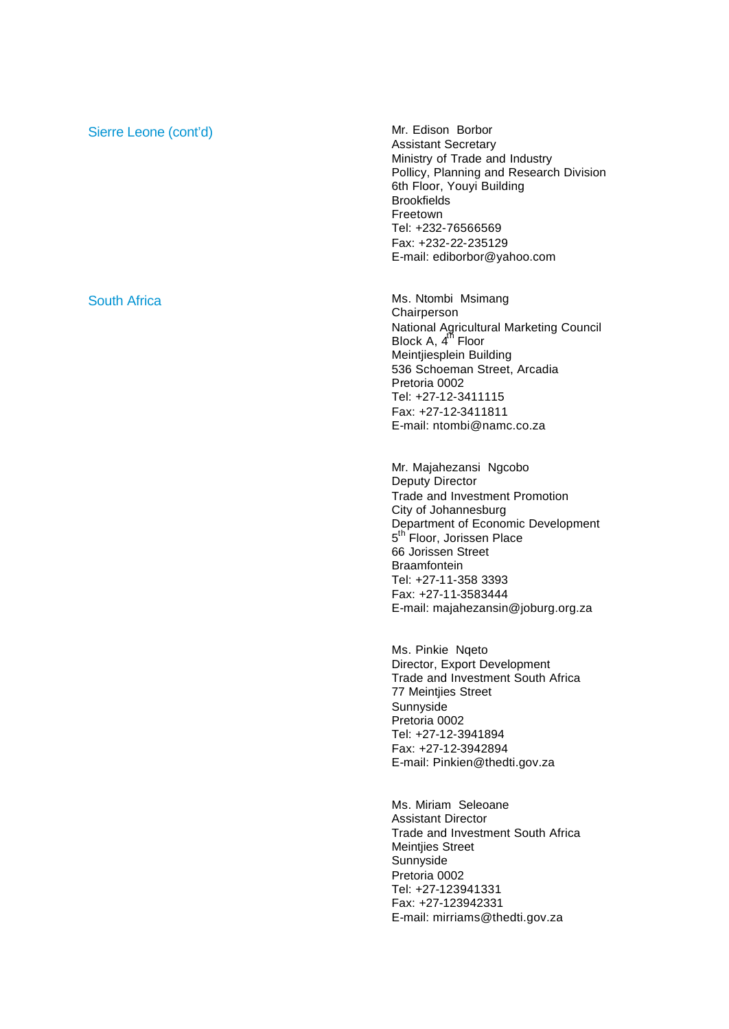## Sierre Leone (cont'd)

Mr. Edison Borbor
Assistant Secretary
Ministry of Trade and Industry
Pollicy, Planning and Research Division
6th Floor, Youyi Building
Brookfields
Freetown
Tel: +232-76566569
Fax: +232-22-235129
E-mail: ediborbor@yahoo.com

## South Africa

Ms. Ntombi Msimang
Chairperson
National Agricultural Marketing Council
Block A, 4th Floor
Meintjiesplein Building
536 Schoeman Street, Arcadia
Pretoria 0002
Tel: +27-12-3411115
Fax: +27-12-3411811
E-mail: ntombi@namc.co.za

Mr. Majahezansi Ngcobo
Deputy Director
Trade and Investment Promotion
City of Johannesburg
Department of Economic Development
5th Floor, Jorissen Place
66 Jorissen Street
Braamfontein
Tel: +27-11-358 3393
Fax: +27-11-3583444
E-mail: majahezansin@joburg.org.za

Ms. Pinkie Nqeto
Director, Export Development
Trade and Investment South Africa
77 Meintjies Street
Sunnyside
Pretoria 0002
Tel: +27-12-3941894
Fax: +27-12-3942894
E-mail: Pinkien@thedti.gov.za

Ms. Miriam Seleoane
Assistant Director
Trade and Investment South Africa
Meintjies Street
Sunnyside
Pretoria 0002
Tel: +27-123941331
Fax: +27-123942331
E-mail: mirriams@thedti.gov.za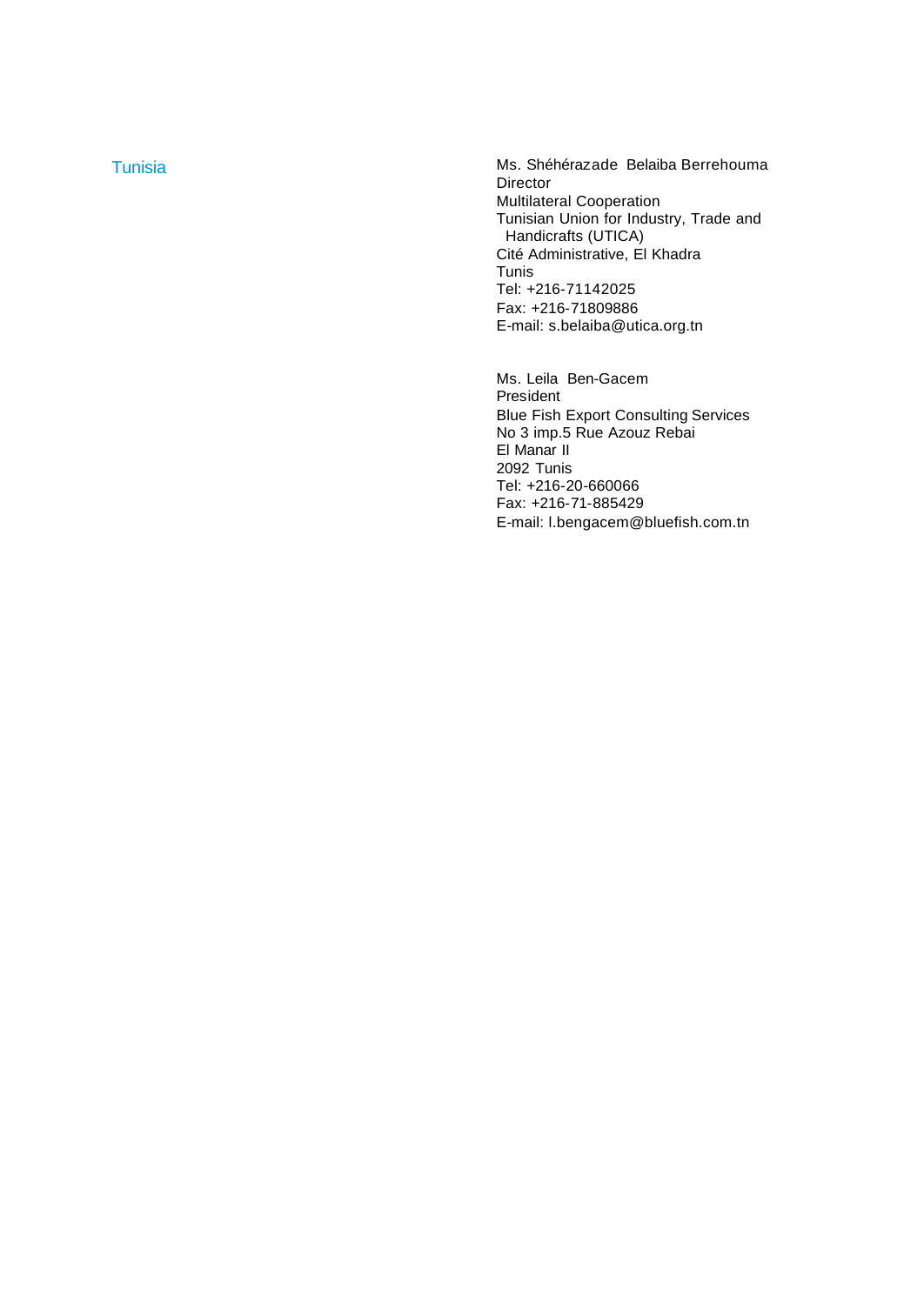Tunisia

Ms. Shéhérazade Belaiba Berrehouma
Director
Multilateral Cooperation
Tunisian Union for Industry, Trade and Handicrafts (UTICA)
Cité Administrative, El Khadra
Tunis
Tel: +216-71142025
Fax: +216-71809886
E-mail: s.belaiba@utica.org.tn

Ms. Leila Ben-Gacem
President
Blue Fish Export Consulting Services
No 3 imp.5 Rue Azouz Rebai
El Manar II
2092 Tunis
Tel: +216-20-660066
Fax: +216-71-885429
E-mail: l.bengacem@bluefish.com.tn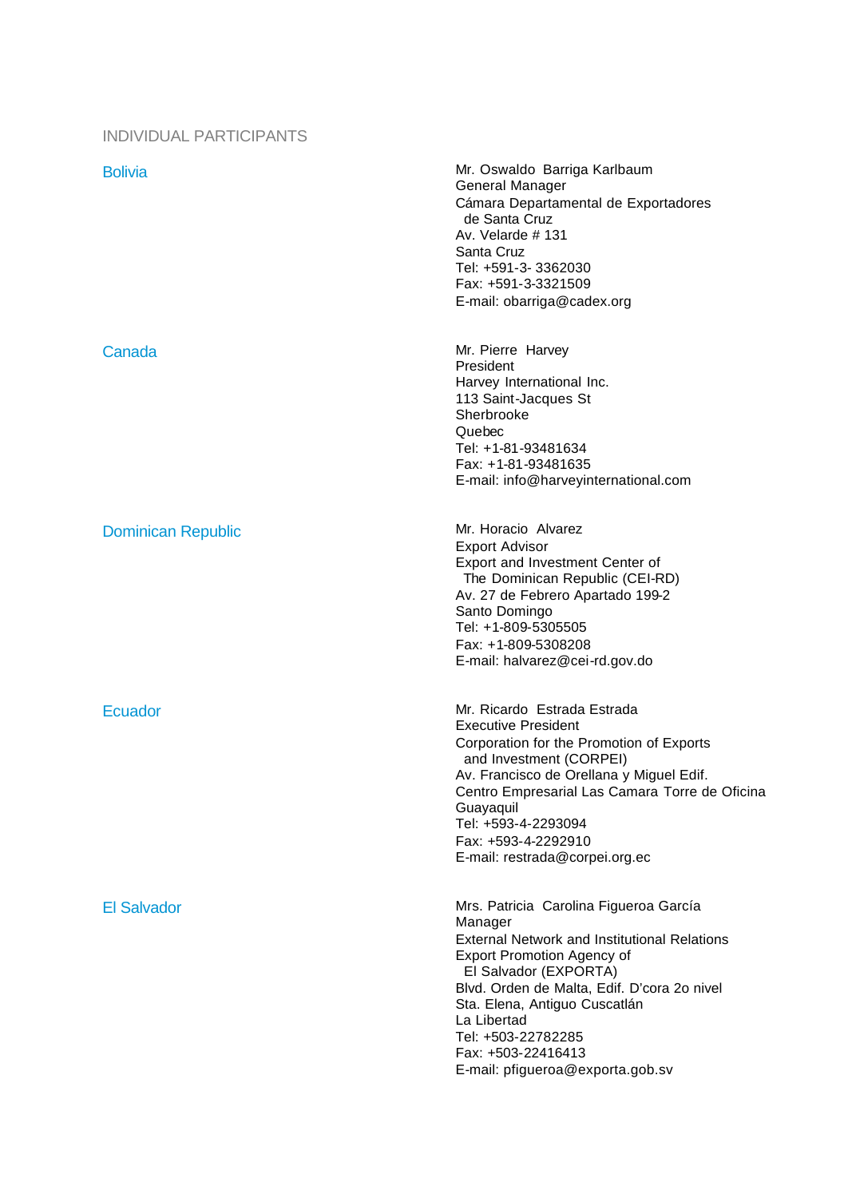## INDIVIDUAL PARTICIPANTS

### Bolivia

Mr. Oswaldo Barriga Karlbaum
General Manager
Cámara Departamental de Exportadores
de Santa Cruz
Av. Velarde # 131
Santa Cruz
Tel: +591-3- 3362030
Fax: +591-3-3321509
E-mail: obarriga@cadex.org

### Canada

Mr. Pierre Harvey
President
Harvey International Inc.
113 Saint-Jacques St
Sherbrooke
Quebec
Tel: +1-81-93481634
Fax: +1-81-93481635
E-mail: info@harveyinternational.com

### Dominican Republic

Mr. Horacio Alvarez
Export Advisor
Export and Investment Center of
The Dominican Republic (CEI-RD)
Av. 27 de Febrero Apartado 199-2
Santo Domingo
Tel: +1-809-5305505
Fax: +1-809-5308208
E-mail: halvarez@cei-rd.gov.do

### Ecuador

Mr. Ricardo Estrada Estrada
Executive President
Corporation for the Promotion of Exports
and Investment (CORPEI)
Av. Francisco de Orellana y Miguel Edif.
Centro Empresarial Las Camara Torre de Oficina
Guayaquil
Tel: +593-4-2293094
Fax: +593-4-2292910
E-mail: restrada@corpei.org.ec

### El Salvador

Mrs. Patricia Carolina Figueroa García
Manager
External Network and Institutional Relations
Export Promotion Agency of
El Salvador (EXPORTA)
Blvd. Orden de Malta, Edif. D'cora 2o nivel
Sta. Elena, Antiguo Cuscatlán
La Libertad
Tel: +503-22782285
Fax: +503-22416413
E-mail: pfigueroa@exporta.gob.sv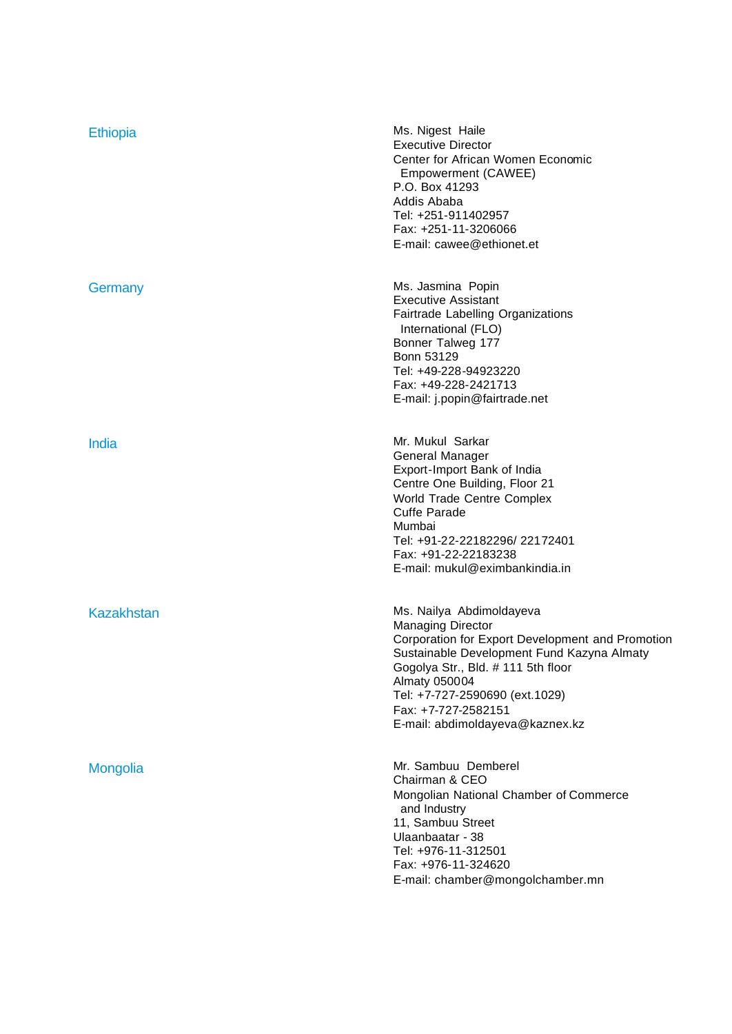| | |
|---|---|
| Ethiopia | Ms. Nigest Haile<br>Executive Director<br>Center for African Women Economic Empowerment (CAWEE)<br>P.O. Box 41293<br>Addis Ababa<br>Tel: +251-911402957<br>Fax: +251-11-3206066<br>E-mail: cawee@ethionet.et |
| Germany | Ms. Jasmina Popin<br>Executive Assistant<br>Fairtrade Labelling Organizations International (FLO)<br>Bonner Talweg 177<br>Bonn 53129<br>Tel: +49-228-94923220<br>Fax: +49-228-2421713<br>E-mail: j.popin@fairtrade.net |
| India | Mr. Mukul Sarkar<br>General Manager<br>Export-Import Bank of India<br>Centre One Building, Floor 21<br>World Trade Centre Complex<br>Cuffe Parade<br>Mumbai<br>Tel: +91-22-22182296/ 22172401<br>Fax: +91-22-22183238<br>E-mail: mukul@eximbankindia.in |
| Kazakhstan | Ms. Nailya Abdimoldayeva<br>Managing Director<br>Corporation for Export Development and Promotion<br>Sustainable Development Fund Kazyna Almaty<br>Gogolya Str., Bld. # 111 5th floor<br>Almaty 050004<br>Tel: +7-727-2590690 (ext.1029)<br>Fax: +7-727-2582151<br>E-mail: abdimoldayeva@kaznex.kz |
| Mongolia | Mr. Sambuu Demberel<br>Chairman & CEO<br>Mongolian National Chamber of Commerce and Industry<br>11, Sambuu Street<br>Ulaanbaatar - 38<br>Tel: +976-11-312501<br>Fax: +976-11-324620<br>E-mail: chamber@mongolchamber.mn |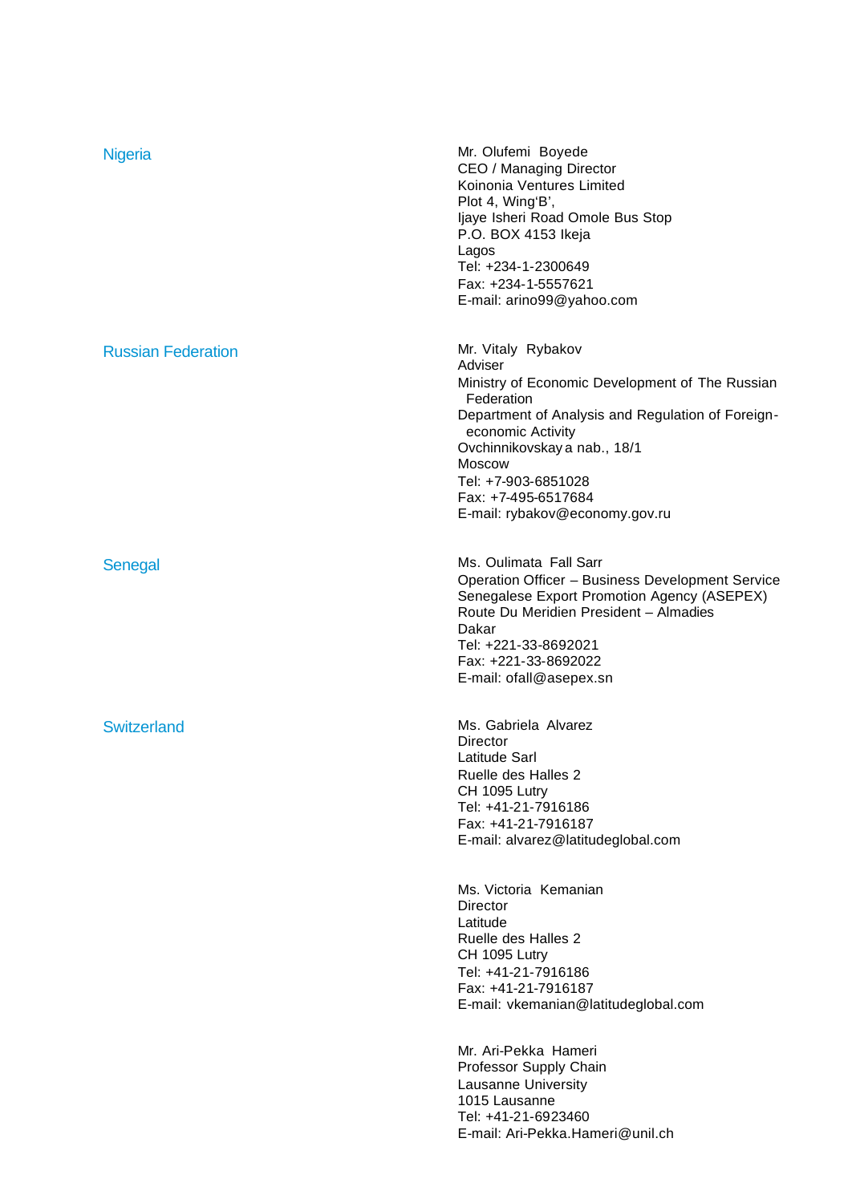**Nigeria**

Mr. Olufemi Boyede
CEO / Managing Director
Koinonia Ventures Limited
Plot 4, Wing'B',
Ijaye Isheri Road Omole Bus Stop
P.O. BOX 4153 Ikeja
Lagos
Tel: +234-1-2300649
Fax: +234-1-5557621
E-mail: arino99@yahoo.com

**Russian Federation**

Mr. Vitaly Rybakov
Adviser
Ministry of Economic Development of The Russian Federation
Department of Analysis and Regulation of Foreign-economic Activity
Ovchinnikovskaya nab., 18/1
Moscow
Tel: +7-903-6851028
Fax: +7-495-6517684
E-mail: rybakov@economy.gov.ru

**Senegal**

Ms. Oulimata Fall Sarr
Operation Officer – Business Development Service
Senegalese Export Promotion Agency (ASEPEX)
Route Du Meridien President – Almadies
Dakar
Tel: +221-33-8692021
Fax: +221-33-8692022
E-mail: ofall@asepex.sn

**Switzerland**

Ms. Gabriela Alvarez
Director
Latitude Sarl
Ruelle des Halles 2
CH 1095 Lutry
Tel: +41-21-7916186
Fax: +41-21-7916187
E-mail: alvarez@latitudeglobal.com

Ms. Victoria Kemanian
Director
Latitude
Ruelle des Halles 2
CH 1095 Lutry
Tel: +41-21-7916186
Fax: +41-21-7916187
E-mail: vkemanian@latitudeglobal.com

Mr. Ari-Pekka Hameri
Professor Supply Chain
Lausanne University
1015 Lausanne
Tel: +41-21-6923460
E-mail: Ari-Pekka.Hameri@unil.ch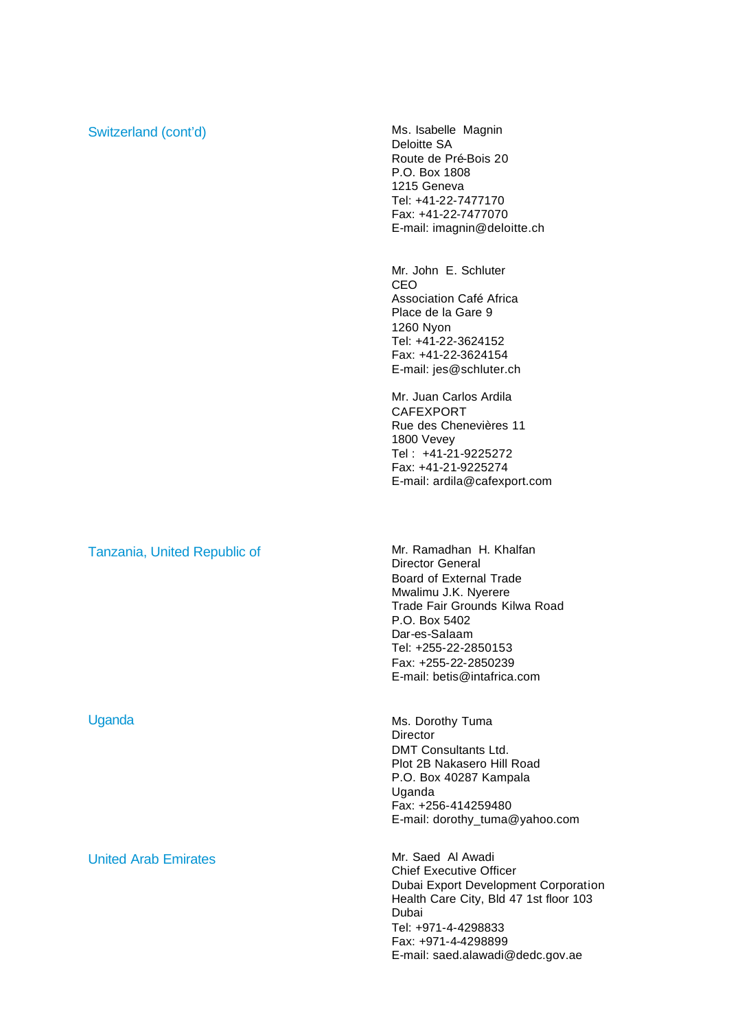## Switzerland (cont'd)

Ms. Isabelle Magnin
Deloitte SA
Route de Pré-Bois 20
P.O. Box 1808
1215 Geneva
Tel: +41-22-7477170
Fax: +41-22-7477070
E-mail: imagnin@deloitte.ch

Mr. John E. Schluter
CEO
Association Café Africa
Place de la Gare 9
1260 Nyon
Tel: +41-22-3624152
Fax: +41-22-3624154
E-mail: jes@schluter.ch

Mr. Juan Carlos Ardila
CAFEXPORT
Rue des Chenevières 11
1800 Vevey
Tel : +41-21-9225272
Fax: +41-21-9225274
E-mail: ardila@cafexport.com

## Tanzania, United Republic of

Mr. Ramadhan H. Khalfan
Director General
Board of External Trade
Mwalimu J.K. Nyerere
Trade Fair Grounds Kilwa Road
P.O. Box 5402
Dar-es-Salaam
Tel: +255-22-2850153
Fax: +255-22-2850239
E-mail: betis@intafrica.com

## Uganda

Ms. Dorothy Tuma
Director
DMT Consultants Ltd.
Plot 2B Nakasero Hill Road
P.O. Box 40287 Kampala
Uganda
Fax: +256-414259480
E-mail: dorothy_tuma@yahoo.com

## United Arab Emirates

Mr. Saed Al Awadi
Chief Executive Officer
Dubai Export Development Corporation
Health Care City, Bld 47 1st floor 103
Dubai
Tel: +971-4-4298833
Fax: +971-4-4298899
E-mail: saed.alawadi@dedc.gov.ae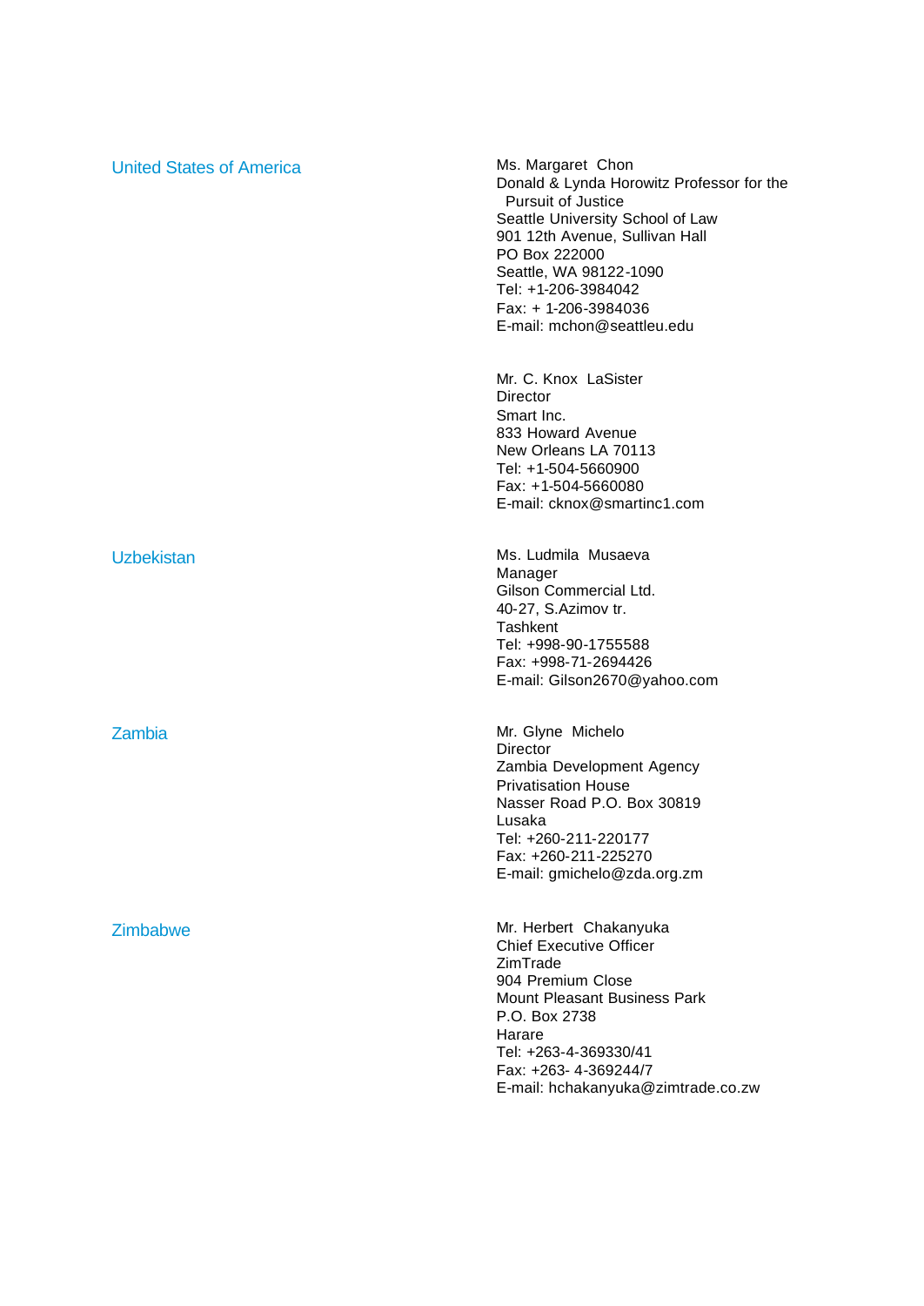**United States of America**

Ms. Margaret Chon
Donald & Lynda Horowitz Professor for the
Pursuit of Justice
Seattle University School of Law
901 12th Avenue, Sullivan Hall
PO Box 222000
Seattle, WA 98122-1090
Tel: +1-206-3984042
Fax: + 1-206-3984036
E-mail: mchon@seattleu.edu

Mr. C. Knox LaSister
Director
Smart Inc.
833 Howard Avenue
New Orleans LA 70113
Tel: +1-504-5660900
Fax: +1-504-5660080
E-mail: cknox@smartinc1.com

**Uzbekistan**

Ms. Ludmila Musaeva
Manager
Gilson Commercial Ltd.
40-27, S.Azimov tr.
Tashkent
Tel: +998-90-1755588
Fax: +998-71-2694426
E-mail: Gilson2670@yahoo.com

**Zambia**

Mr. Glyne Michelo
Director
Zambia Development Agency
Privatisation House
Nasser Road P.O. Box 30819
Lusaka
Tel: +260-211-220177
Fax: +260-211-225270
E-mail: gmichelo@zda.org.zm

**Zimbabwe**

Mr. Herbert Chakanyuka
Chief Executive Officer
ZimTrade
904 Premium Close
Mount Pleasant Business Park
P.O. Box 2738
Harare
Tel: +263-4-369330/41
Fax: +263- 4-369244/7
E-mail: hchakanyuka@zimtrade.co.zw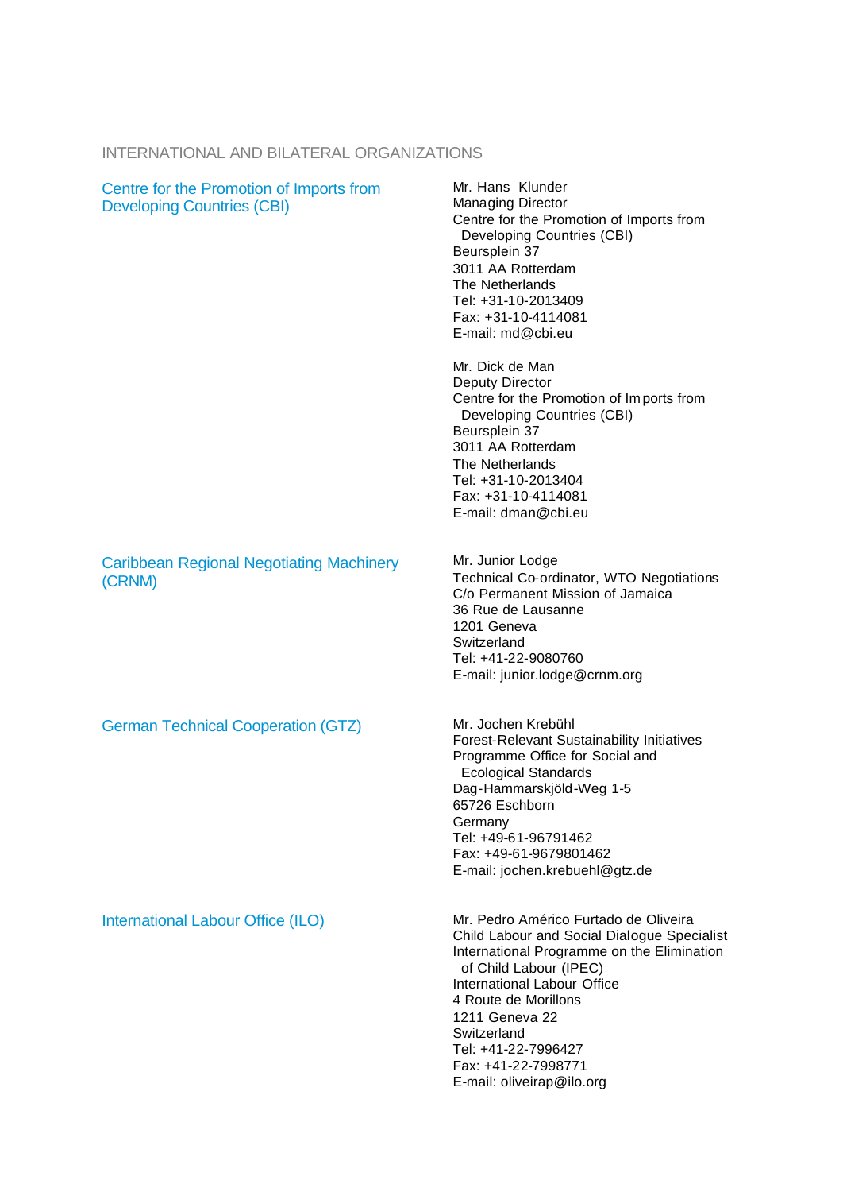## INTERNATIONAL AND BILATERAL ORGANIZATIONS

### Centre for the Promotion of Imports from Developing Countries (CBI)

Mr. Hans Klunder
Managing Director
Centre for the Promotion of Imports from Developing Countries (CBI)
Beursplein 37
3011 AA Rotterdam
The Netherlands
Tel: +31-10-2013409
Fax: +31-10-4114081
E-mail: md@cbi.eu

Mr. Dick de Man
Deputy Director
Centre for the Promotion of Imports from Developing Countries (CBI)
Beursplein 37
3011 AA Rotterdam
The Netherlands
Tel: +31-10-2013404
Fax: +31-10-4114081
E-mail: dman@cbi.eu

### Caribbean Regional Negotiating Machinery (CRNM)

Mr. Junior Lodge
Technical Co-ordinator, WTO Negotiations
C/o Permanent Mission of Jamaica
36 Rue de Lausanne
1201 Geneva
Switzerland
Tel: +41-22-9080760
E-mail: junior.lodge@crnm.org

### German Technical Cooperation (GTZ)

Mr. Jochen Krebühl
Forest-Relevant Sustainability Initiatives
Programme Office for Social and Ecological Standards
Dag-Hammarskjöld-Weg 1-5
65726 Eschborn
Germany
Tel: +49-61-96791462
Fax: +49-61-9679801462
E-mail: jochen.krebuehl@gtz.de

### International Labour Office (ILO)

Mr. Pedro Américo Furtado de Oliveira
Child Labour and Social Dialogue Specialist
International Programme on the Elimination of Child Labour (IPEC)
International Labour Office
4 Route de Morillons
1211 Geneva 22
Switzerland
Tel: +41-22-7996427
Fax: +41-22-7998771
E-mail: oliveirap@ilo.org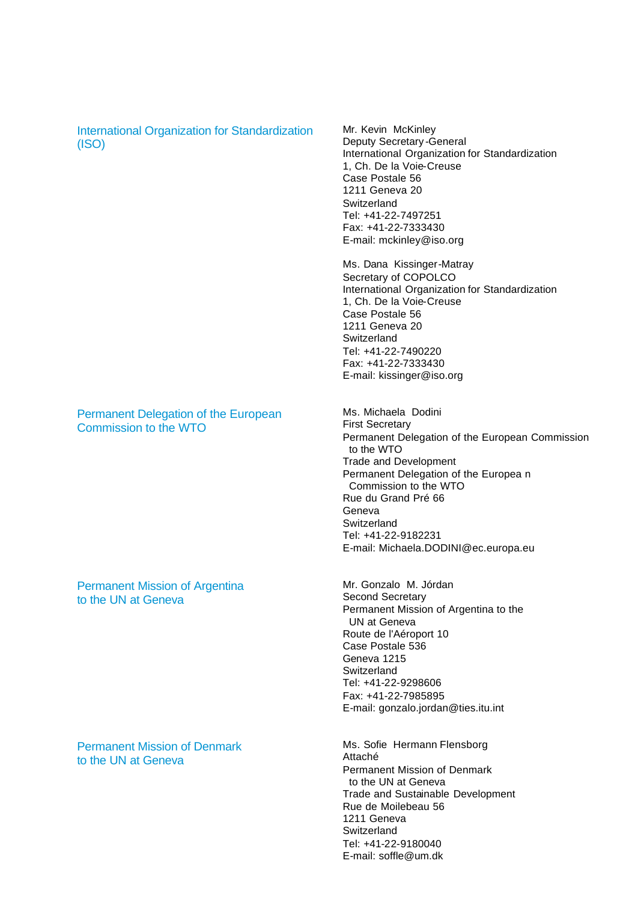| | |
|---|---|
| International Organization for Standardization (ISO) | Mr. Kevin McKinley<br>Deputy Secretary-General<br>International Organization for Standardization<br>1, Ch. De la Voie-Creuse<br>Case Postale 56<br>1211 Geneva 20<br>Switzerland<br>Tel: +41-22-7497251<br>Fax: +41-22-7333430<br>E-mail: mckinley@iso.org |
| | Ms. Dana Kissinger-Matray<br>Secretary of COPOLCO<br>International Organization for Standardization<br>1, Ch. De la Voie-Creuse<br>Case Postale 56<br>1211 Geneva 20<br>Switzerland<br>Tel: +41-22-7490220<br>Fax: +41-22-7333430<br>E-mail: kissinger@iso.org |
| Permanent Delegation of the European Commission to the WTO | Ms. Michaela Dodini<br>First Secretary<br>Permanent Delegation of the European Commission to the WTO<br>Trade and Development<br>Permanent Delegation of the Europea n Commission to the WTO<br>Rue du Grand Pré 66<br>Geneva<br>Switzerland<br>Tel: +41-22-9182231<br>E-mail: Michaela.DODINI@ec.europa.eu |
| Permanent Mission of Argentina to the UN at Geneva | Mr. Gonzalo M. Jórdan<br>Second Secretary<br>Permanent Mission of Argentina to the UN at Geneva<br>Route de l'Aéroport 10<br>Case Postale 536<br>Geneva 1215<br>Switzerland<br>Tel: +41-22-9298606<br>Fax: +41-22-7985895<br>E-mail: gonzalo.jordan@ties.itu.int |
| Permanent Mission of Denmark to the UN at Geneva | Ms. Sofie Hermann Flensborg<br>Attaché<br>Permanent Mission of Denmark to the UN at Geneva<br>Trade and Sustainable Development<br>Rue de Moilebeau 56<br>1211 Geneva<br>Switzerland<br>Tel: +41-22-9180040<br>E-mail: soffle@um.dk |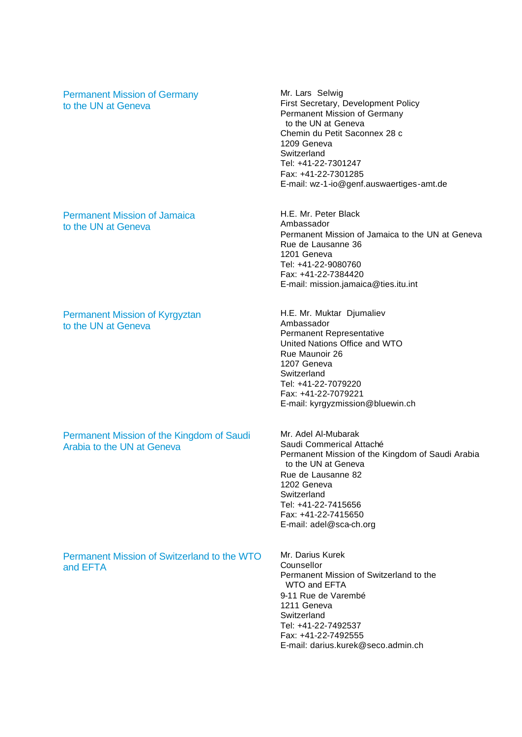**Permanent Mission of Germany to the UN at Geneva**

Mr. Lars Selwig
First Secretary, Development Policy
Permanent Mission of Germany
to the UN at Geneva
Chemin du Petit Saconnex 28 c
1209 Geneva
Switzerland
Tel: +41-22-7301247
Fax: +41-22-7301285
E-mail: wz-1-io@genf.auswaertiges-amt.de

**Permanent Mission of Jamaica to the UN at Geneva**

H.E. Mr. Peter Black
Ambassador
Permanent Mission of Jamaica to the UN at Geneva
Rue de Lausanne 36
1201 Geneva
Tel: +41-22-9080760
Fax: +41-22-7384420
E-mail: mission.jamaica@ties.itu.int

**Permanent Mission of Kyrgyztan to the UN at Geneva**

H.E. Mr. Muktar Djumaliev
Ambassador
Permanent Representative
United Nations Office and WTO
Rue Maunoir 26
1207 Geneva
Switzerland
Tel: +41-22-7079220
Fax: +41-22-7079221
E-mail: kyrgyzmission@bluewin.ch

**Permanent Mission of the Kingdom of Saudi Arabia to the UN at Geneva**

Mr. Adel Al-Mubarak
Saudi Commerical Attaché
Permanent Mission of the Kingdom of Saudi Arabia
to the UN at Geneva
Rue de Lausanne 82
1202 Geneva
Switzerland
Tel: +41-22-7415656
Fax: +41-22-7415650
E-mail: adel@sca-ch.org

**Permanent Mission of Switzerland to the WTO and EFTA**

Mr. Darius Kurek
Counsellor
Permanent Mission of Switzerland to the
WTO and EFTA
9-11 Rue de Varembé
1211 Geneva
Switzerland
Tel: +41-22-7492537
Fax: +41-22-7492555
E-mail: darius.kurek@seco.admin.ch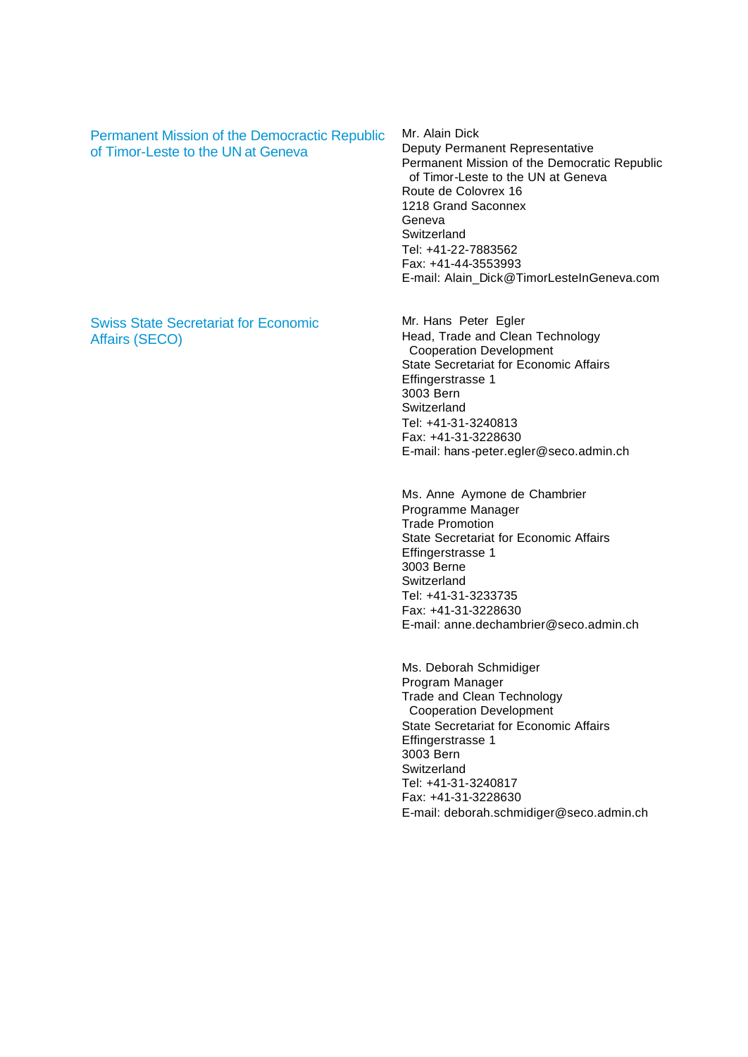**Permanent Mission of the Democractic Republic of Timor-Leste to the UN at Geneva**

Mr. Alain Dick
Deputy Permanent Representative
Permanent Mission of the Democratic Republic of Timor-Leste to the UN at Geneva
Route de Colovrex 16
1218 Grand Saconnex
Geneva
Switzerland
Tel: +41-22-7883562
Fax: +41-44-3553993
E-mail: Alain_Dick@TimorLesteInGeneva.com

**Swiss State Secretariat for Economic Affairs (SECO)**

Mr. Hans Peter Egler
Head, Trade and Clean Technology Cooperation Development
State Secretariat for Economic Affairs
Effingerstrasse 1
3003 Bern
Switzerland
Tel: +41-31-3240813
Fax: +41-31-3228630
E-mail: hans-peter.egler@seco.admin.ch

Ms. Anne Aymone de Chambrier
Programme Manager
Trade Promotion
State Secretariat for Economic Affairs
Effingerstrasse 1
3003 Berne
Switzerland
Tel: +41-31-3233735
Fax: +41-31-3228630
E-mail: anne.dechambrier@seco.admin.ch

Ms. Deborah Schmidiger
Program Manager
Trade and Clean Technology Cooperation Development
State Secretariat for Economic Affairs
Effingerstrasse 1
3003 Bern
Switzerland
Tel: +41-31-3240817
Fax: +41-31-3228630
E-mail: deborah.schmidiger@seco.admin.ch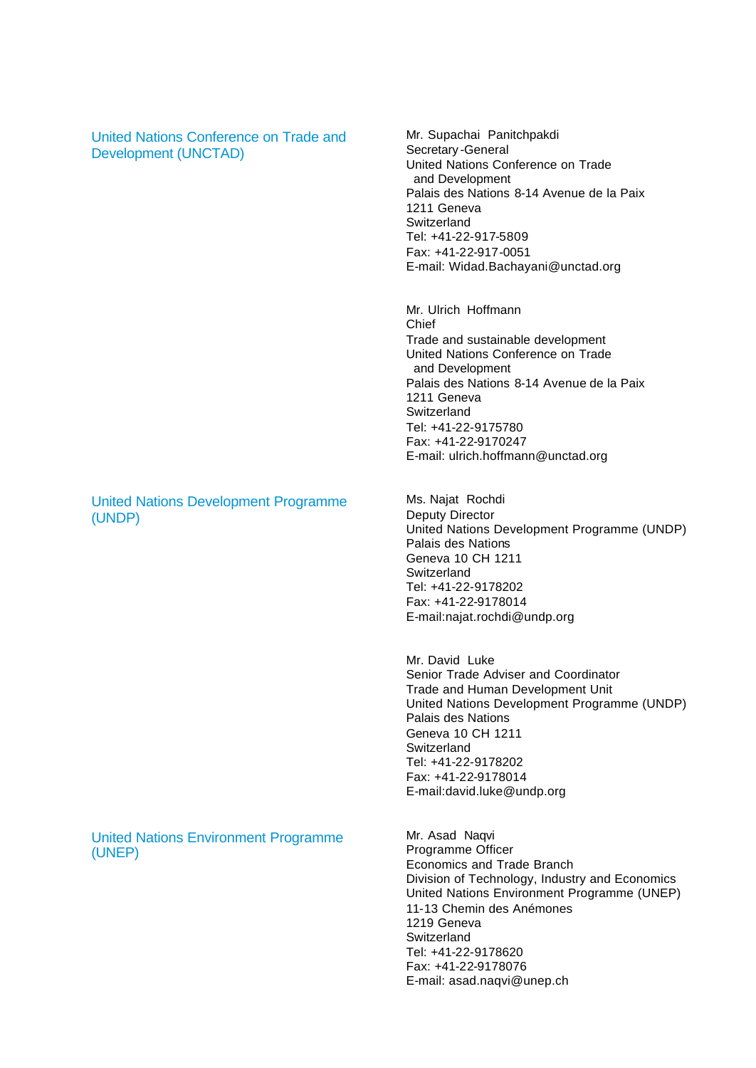**United Nations Conference on Trade and Development (UNCTAD)**

Mr. Supachai Panitchpakdi
Secretary-General
United Nations Conference on Trade and Development
Palais des Nations 8-14 Avenue de la Paix
1211 Geneva
Switzerland
Tel: +41-22-917-5809
Fax: +41-22-917-0051
E-mail: Widad.Bachayani@unctad.org

Mr. Ulrich Hoffmann
Chief
Trade and sustainable development
United Nations Conference on Trade and Development
Palais des Nations 8-14 Avenue de la Paix
1211 Geneva
Switzerland
Tel: +41-22-9175780
Fax: +41-22-9170247
E-mail: ulrich.hoffmann@unctad.org

**United Nations Development Programme (UNDP)**

Ms. Najat Rochdi
Deputy Director
United Nations Development Programme (UNDP)
Palais des Nations
Geneva 10 CH 1211
Switzerland
Tel: +41-22-9178202
Fax: +41-22-9178014
E-mail:najat.rochdi@undp.org

Mr. David Luke
Senior Trade Adviser and Coordinator
Trade and Human Development Unit
United Nations Development Programme (UNDP)
Palais des Nations
Geneva 10 CH 1211
Switzerland
Tel: +41-22-9178202
Fax: +41-22-9178014
E-mail:david.luke@undp.org

**United Nations Environment Programme (UNEP)**

Mr. Asad Naqvi
Programme Officer
Economics and Trade Branch
Division of Technology, Industry and Economics
United Nations Environment Programme (UNEP)
11-13 Chemin des Anémones
1219 Geneva
Switzerland
Tel: +41-22-9178620
Fax: +41-22-9178076
E-mail: asad.naqvi@unep.ch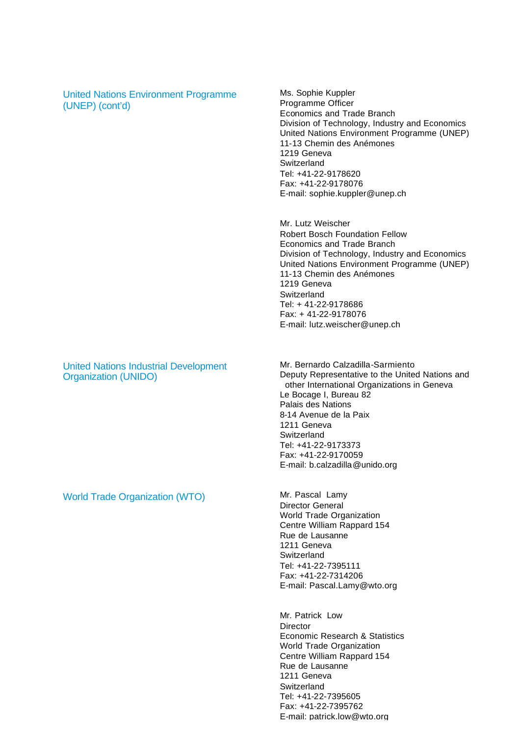**United Nations Environment Programme (UNEP) (cont'd)**

Ms. Sophie Kuppler
Programme Officer
Economics and Trade Branch
Division of Technology, Industry and Economics
United Nations Environment Programme (UNEP)
11-13 Chemin des Anémones
1219 Geneva
Switzerland
Tel: +41-22-9178620
Fax: +41-22-9178076
E-mail: sophie.kuppler@unep.ch

Mr. Lutz Weischer
Robert Bosch Foundation Fellow
Economics and Trade Branch
Division of Technology, Industry and Economics
United Nations Environment Programme (UNEP)
11-13 Chemin des Anémones
1219 Geneva
Switzerland
Tel: + 41-22-9178686
Fax: + 41-22-9178076
E-mail: lutz.weischer@unep.ch

**United Nations Industrial Development Organization (UNIDO)**

Mr. Bernardo Calzadilla-Sarmiento
Deputy Representative to the United Nations and other International Organizations in Geneva
Le Bocage I, Bureau 82
Palais des Nations
8-14 Avenue de la Paix
1211 Geneva
Switzerland
Tel: +41-22-9173373
Fax: +41-22-9170059
E-mail: b.calzadilla@unido.org

**World Trade Organization (WTO)**

Mr. Pascal Lamy
Director General
World Trade Organization
Centre William Rappard 154
Rue de Lausanne
1211 Geneva
Switzerland
Tel: +41-22-7395111
Fax: +41-22-7314206
E-mail: Pascal.Lamy@wto.org

Mr. Patrick Low
Director
Economic Research & Statistics
World Trade Organization
Centre William Rappard 154
Rue de Lausanne
1211 Geneva
Switzerland
Tel: +41-22-7395605
Fax: +41-22-7395762
E-mail: patrick.low@wto.org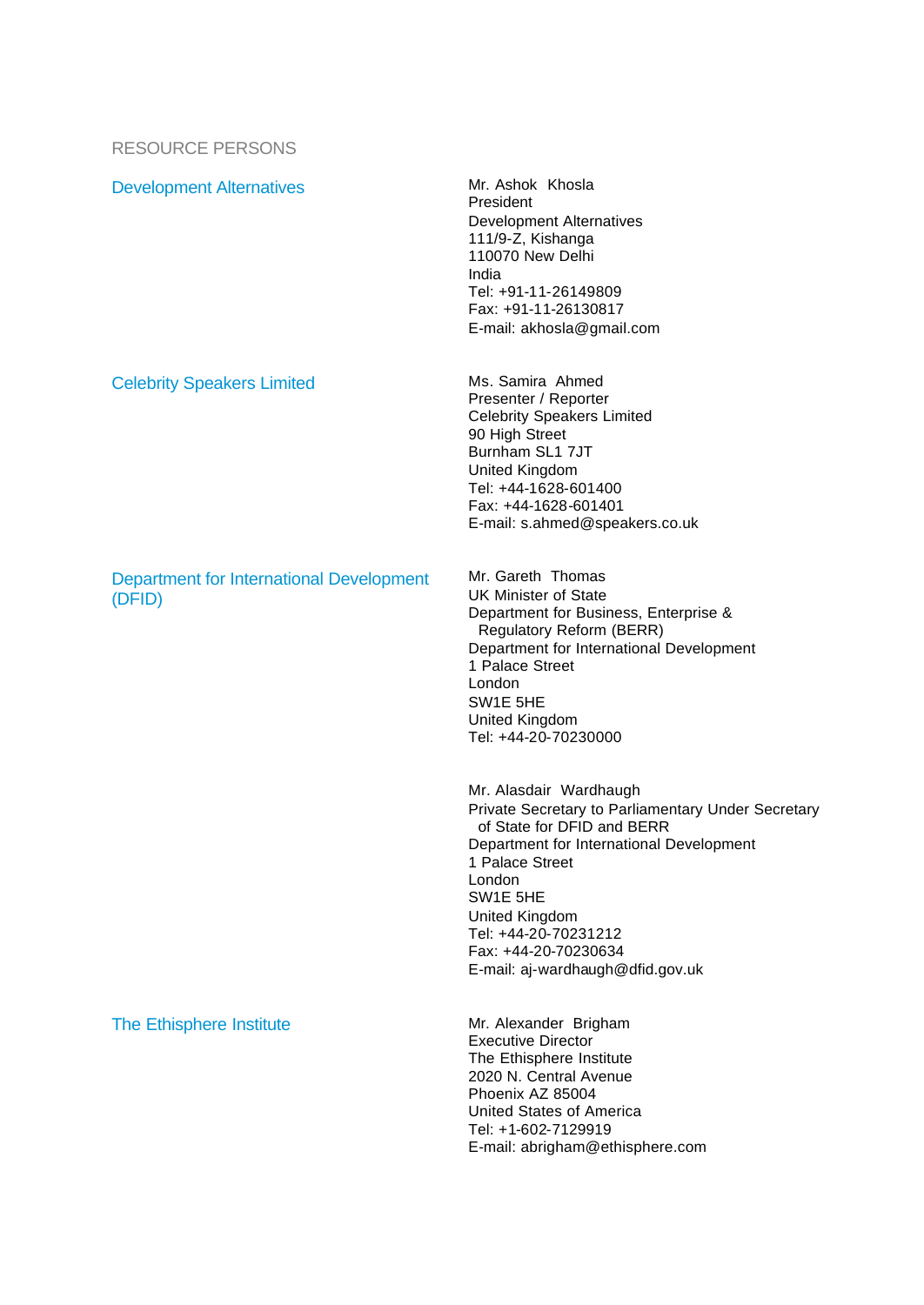RESOURCE PERSONS

### Development Alternatives

Mr. Ashok Khosla
President
Development Alternatives
111/9-Z, Kishanga
110070 New Delhi
India
Tel: +91-11-26149809
Fax: +91-11-26130817
E-mail: akhosla@gmail.com

### Celebrity Speakers Limited

Ms. Samira Ahmed
Presenter / Reporter
Celebrity Speakers Limited
90 High Street
Burnham SL1 7JT
United Kingdom
Tel: +44-1628-601400
Fax: +44-1628-601401
E-mail: s.ahmed@speakers.co.uk

### Department for International Development (DFID)

Mr. Gareth Thomas
UK Minister of State
Department for Business, Enterprise & Regulatory Reform (BERR)
Department for International Development
1 Palace Street
London
SW1E 5HE
United Kingdom
Tel: +44-20-70230000

Mr. Alasdair Wardhaugh
Private Secretary to Parliamentary Under Secretary of State for DFID and BERR
Department for International Development
1 Palace Street
London
SW1E 5HE
United Kingdom
Tel: +44-20-70231212
Fax: +44-20-70230634
E-mail: aj-wardhaugh@dfid.gov.uk

### The Ethisphere Institute

Mr. Alexander Brigham
Executive Director
The Ethisphere Institute
2020 N. Central Avenue
Phoenix AZ 85004
United States of America
Tel: +1-602-7129919
E-mail: abrigham@ethisphere.com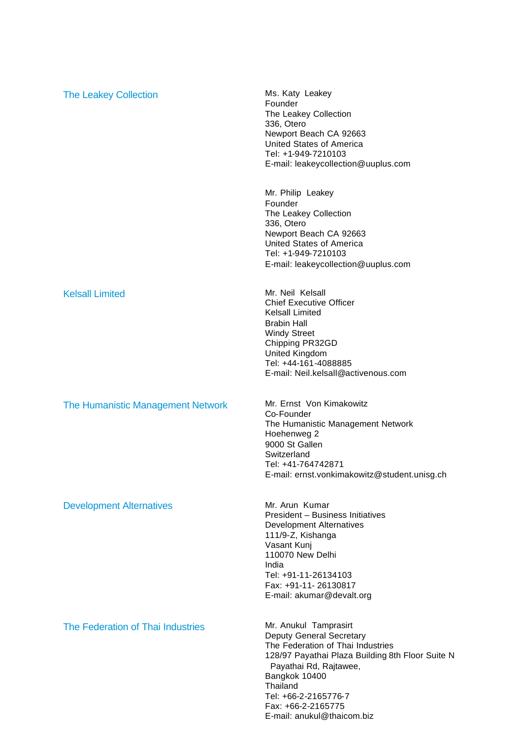## The Leakey Collection

Ms. Katy Leakey
Founder
The Leakey Collection
336, Otero
Newport Beach CA 92663
United States of America
Tel: +1-949-7210103
E-mail: leakeycollection@uuplus.com

Mr. Philip Leakey
Founder
The Leakey Collection
336, Otero
Newport Beach CA 92663
United States of America
Tel: +1-949-7210103
E-mail: leakeycollection@uuplus.com

## Kelsall Limited

Mr. Neil Kelsall
Chief Executive Officer
Kelsall Limited
Brabin Hall
Windy Street
Chipping PR32GD
United Kingdom
Tel: +44-161-4088885
E-mail: Neil.kelsall@activenous.com

## The Humanistic Management Network

Mr. Ernst Von Kimakowitz
Co-Founder
The Humanistic Management Network
Hoehenweg 2
9000 St Gallen
Switzerland
Tel: +41-764742871
E-mail: ernst.vonkimakowitz@student.unisg.ch

## Development Alternatives

Mr. Arun Kumar
President – Business Initiatives
Development Alternatives
111/9-Z, Kishanga
Vasant Kunj
110070 New Delhi
India
Tel: +91-11-26134103
Fax: +91-11- 26130817
E-mail: akumar@devalt.org

## The Federation of Thai Industries

Mr. Anukul Tamprasirt
Deputy General Secretary
The Federation of Thai Industries
128/97 Payathai Plaza Building 8th Floor Suite N
Payathai Rd, Rajtawee,
Bangkok 10400
Thailand
Tel: +66-2-2165776-7
Fax: +66-2-2165775
E-mail: anukul@thaicom.biz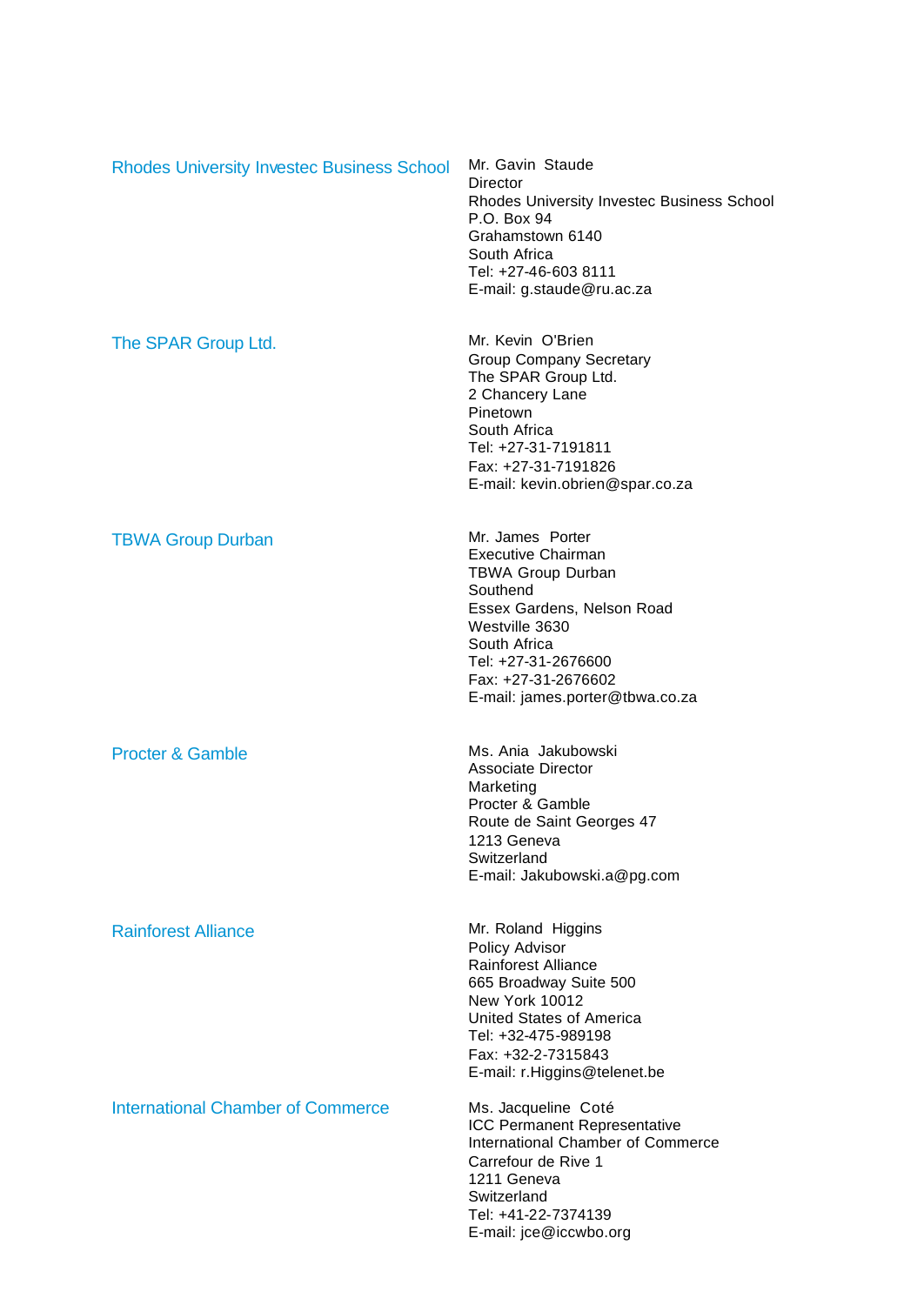**Rhodes University Investec Business School**

Mr. Gavin Staude
Director
Rhodes University Investec Business School
P.O. Box 94
Grahamstown 6140
South Africa
Tel: +27-46-603 8111
E-mail: g.staude@ru.ac.za

**The SPAR Group Ltd.**

Mr. Kevin O'Brien
Group Company Secretary
The SPAR Group Ltd.
2 Chancery Lane
Pinetown
South Africa
Tel: +27-31-7191811
Fax: +27-31-7191826
E-mail: kevin.obrien@spar.co.za

**TBWA Group Durban**

Mr. James Porter
Executive Chairman
TBWA Group Durban
Southend
Essex Gardens, Nelson Road
Westville 3630
South Africa
Tel: +27-31-2676600
Fax: +27-31-2676602
E-mail: james.porter@tbwa.co.za

**Procter & Gamble**

Ms. Ania Jakubowski
Associate Director
Marketing
Procter & Gamble
Route de Saint Georges 47
1213 Geneva
Switzerland
E-mail: Jakubowski.a@pg.com

**Rainforest Alliance**

Mr. Roland Higgins
Policy Advisor
Rainforest Alliance
665 Broadway Suite 500
New York 10012
United States of America
Tel: +32-475-989198
Fax: +32-2-7315843
E-mail: r.Higgins@telenet.be

**International Chamber of Commerce**

Ms. Jacqueline Coté
ICC Permanent Representative
International Chamber of Commerce
Carrefour de Rive 1
1211 Geneva
Switzerland
Tel: +41-22-7374139
E-mail: jce@iccwbo.org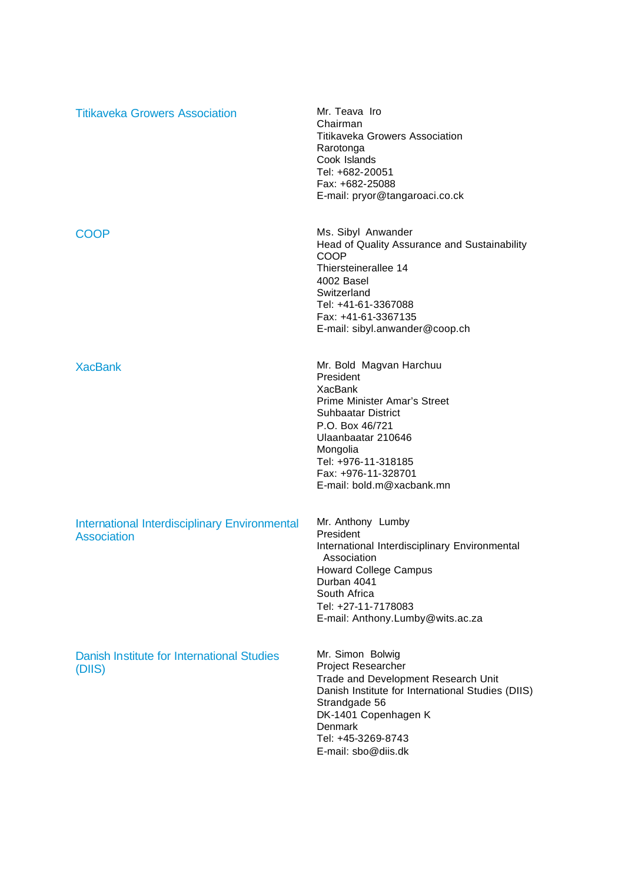**Titikaveka Growers Association**

Mr. Teava Iro
Chairman
Titikaveka Growers Association
Rarotonga
Cook Islands
Tel: +682-20051
Fax: +682-25088
E-mail: pryor@tangaroaci.co.ck

**COOP**

Ms. Sibyl Anwander
Head of Quality Assurance and Sustainability
COOP
Thiersteinerallee 14
4002 Basel
Switzerland
Tel: +41-61-3367088
Fax: +41-61-3367135
E-mail: sibyl.anwander@coop.ch

**XacBank**

Mr. Bold Magvan Harchuu
President
XacBank
Prime Minister Amar's Street
Suhbaatar District
P.O. Box 46/721
Ulaanbaatar 210646
Mongolia
Tel: +976-11-318185
Fax: +976-11-328701
E-mail: bold.m@xacbank.mn

**International Interdisciplinary Environmental Association**

Mr. Anthony Lumby
President
International Interdisciplinary Environmental Association
Howard College Campus
Durban 4041
South Africa
Tel: +27-11-7178083
E-mail: Anthony.Lumby@wits.ac.za

**Danish Institute for International Studies (DIIS)**

Mr. Simon Bolwig
Project Researcher
Trade and Development Research Unit
Danish Institute for International Studies (DIIS)
Strandgade 56
DK-1401 Copenhagen K
Denmark
Tel: +45-3269-8743
E-mail: sbo@diis.dk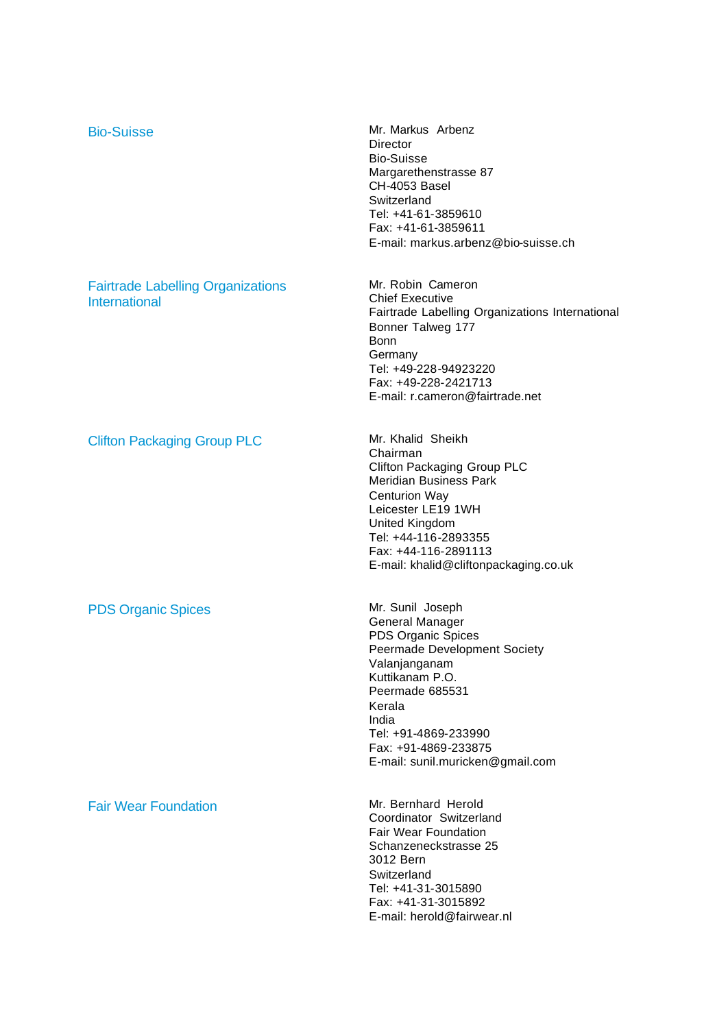| | |
|---|---|
| Bio-Suisse | Mr. Markus Arbenz<br>Director<br>Bio-Suisse<br>Margarethenstrasse 87<br>CH-4053 Basel<br>Switzerland<br>Tel: +41-61-3859610<br>Fax: +41-61-3859611<br>E-mail: markus.arbenz@bio-suisse.ch |
| Fairtrade Labelling Organizations International | Mr. Robin Cameron<br>Chief Executive<br>Fairtrade Labelling Organizations International<br>Bonner Talweg 177<br>Bonn<br>Germany<br>Tel: +49-228-94923220<br>Fax: +49-228-2421713<br>E-mail: r.cameron@fairtrade.net |
| Clifton Packaging Group PLC | Mr. Khalid Sheikh<br>Chairman<br>Clifton Packaging Group PLC<br>Meridian Business Park<br>Centurion Way<br>Leicester LE19 1WH<br>United Kingdom<br>Tel: +44-116-2893355<br>Fax: +44-116-2891113<br>E-mail: khalid@cliftonpackaging.co.uk |
| PDS Organic Spices | Mr. Sunil Joseph<br>General Manager<br>PDS Organic Spices<br>Peermade Development Society<br>Valanjanganam<br>Kuttikanam P.O.<br>Peermade 685531<br>Kerala<br>India<br>Tel: +91-4869-233990<br>Fax: +91-4869-233875<br>E-mail: sunil.muricken@gmail.com |
| Fair Wear Foundation | Mr. Bernhard Herold<br>Coordinator Switzerland<br>Fair Wear Foundation<br>Schanzeneckstrasse 25<br>3012 Bern<br>Switzerland<br>Tel: +41-31-3015890<br>Fax: +41-31-3015892<br>E-mail: herold@fairwear.nl |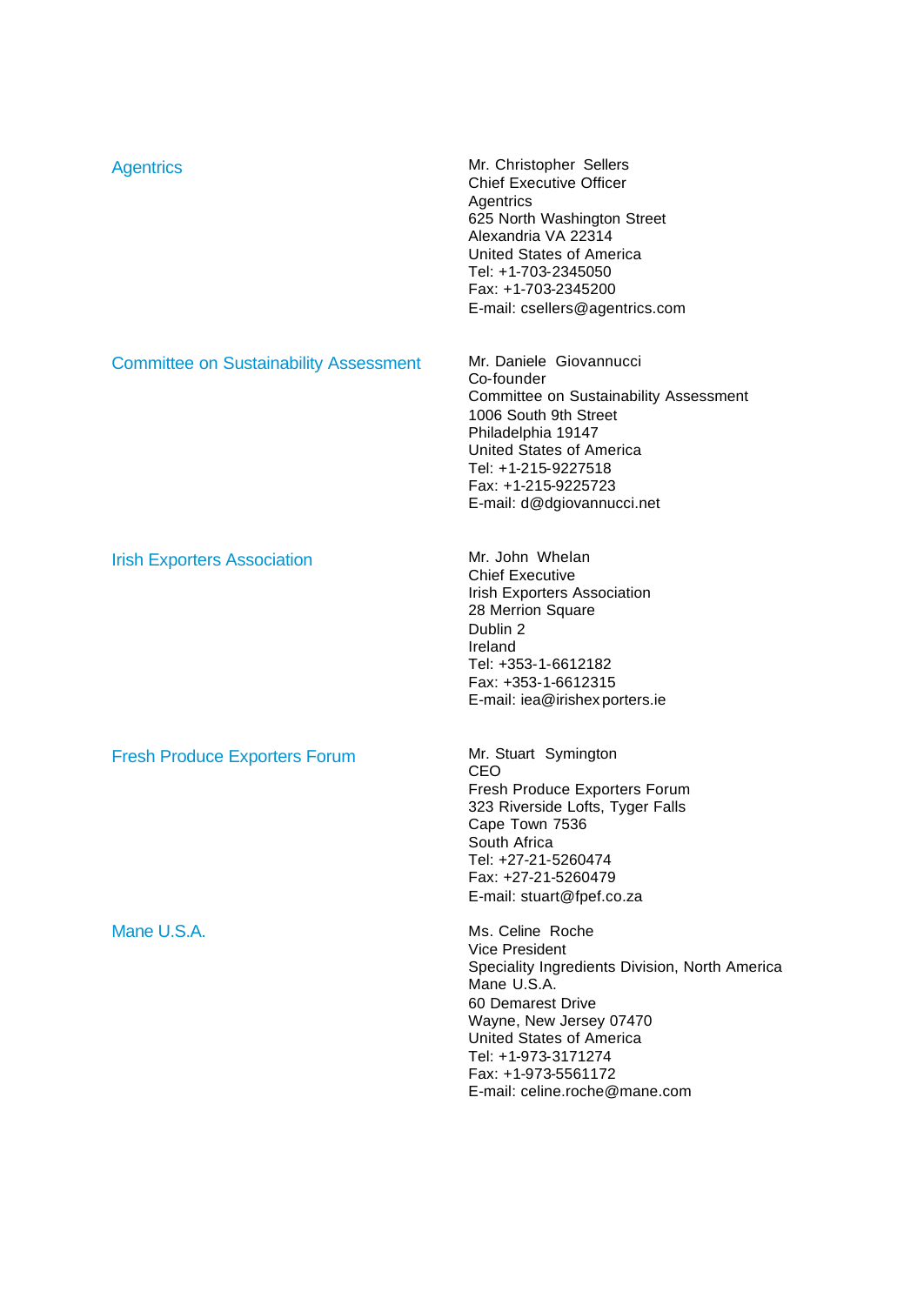| | |
|---|---|
| Agentrics | Mr. Christopher Sellers<br>Chief Executive Officer<br>Agentrics<br>625 North Washington Street<br>Alexandria VA 22314<br>United States of America<br>Tel: +1-703-2345050<br>Fax: +1-703-2345200<br>E-mail: csellers@agentrics.com |
| Committee on Sustainability Assessment | Mr. Daniele Giovannucci<br>Co-founder<br>Committee on Sustainability Assessment<br>1006 South 9th Street<br>Philadelphia 19147<br>United States of America<br>Tel: +1-215-9227518<br>Fax: +1-215-9225723<br>E-mail: d@dgiovannucci.net |
| Irish Exporters Association | Mr. John Whelan<br>Chief Executive<br>Irish Exporters Association<br>28 Merrion Square<br>Dublin 2<br>Ireland<br>Tel: +353-1-6612182<br>Fax: +353-1-6612315<br>E-mail: iea@irishexporters.ie |
| Fresh Produce Exporters Forum | Mr. Stuart Symington<br>CEO<br>Fresh Produce Exporters Forum<br>323 Riverside Lofts, Tyger Falls<br>Cape Town 7536<br>South Africa<br>Tel: +27-21-5260474<br>Fax: +27-21-5260479<br>E-mail: stuart@fpef.co.za |
| Mane U.S.A. | Ms. Celine Roche<br>Vice President<br>Speciality Ingredients Division, North America<br>Mane U.S.A.<br>60 Demarest Drive<br>Wayne, New Jersey 07470<br>United States of America<br>Tel: +1-973-3171274<br>Fax: +1-973-5561172<br>E-mail: celine.roche@mane.com |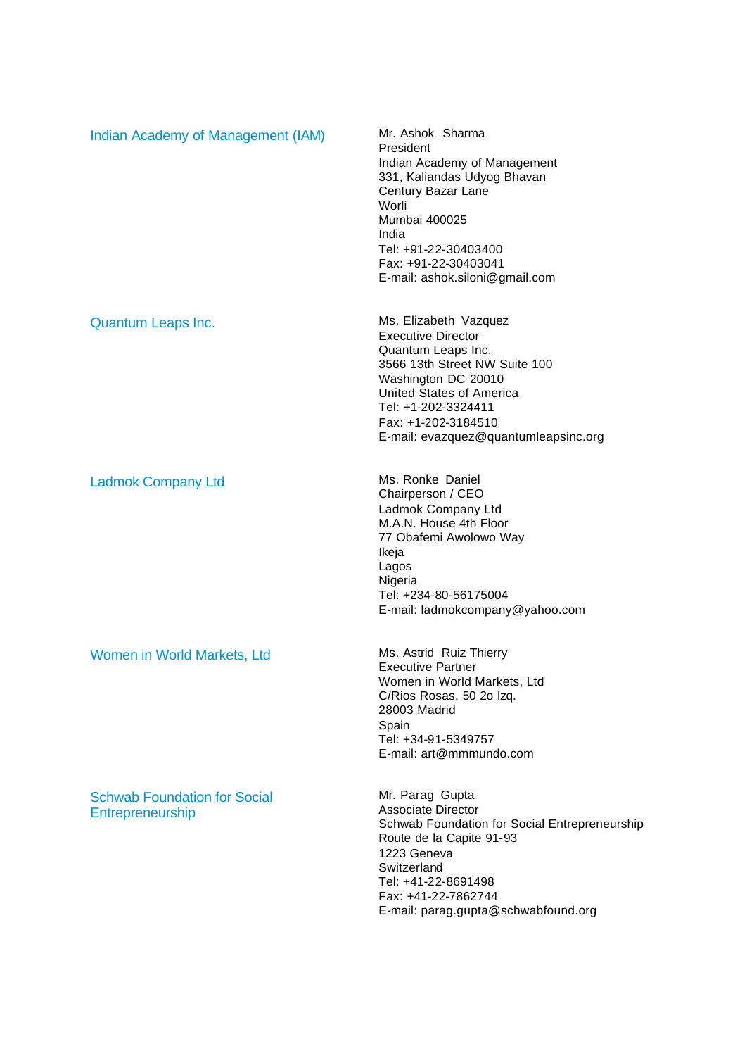| | |
|---|---|
| Indian Academy of Management (IAM) | Mr. Ashok Sharma<br>President<br>Indian Academy of Management<br>331, Kaliandas Udyog Bhavan<br>Century Bazar Lane<br>Worli<br>Mumbai 400025<br>India<br>Tel: +91-22-30403400<br>Fax: +91-22-30403041<br>E-mail: ashok.siloni@gmail.com |
| Quantum Leaps Inc. | Ms. Elizabeth Vazquez<br>Executive Director<br>Quantum Leaps Inc.<br>3566 13th Street NW Suite 100<br>Washington DC 20010<br>United States of America<br>Tel: +1-202-3324411<br>Fax: +1-202-3184510<br>E-mail: evazquez@quantumleapsinc.org |
| Ladmok Company Ltd | Ms. Ronke Daniel<br>Chairperson / CEO<br>Ladmok Company Ltd<br>M.A.N. House 4th Floor<br>77 Obafemi Awolowo Way<br>Ikeja<br>Lagos<br>Nigeria<br>Tel: +234-80-56175004<br>E-mail: ladmokcompany@yahoo.com |
| Women in World Markets, Ltd | Ms. Astrid Ruiz Thierry<br>Executive Partner<br>Women in World Markets, Ltd<br>C/Rios Rosas, 50 2o Izq.<br>28003 Madrid<br>Spain<br>Tel: +34-91-5349757<br>E-mail: art@mmmundo.com |
| Schwab Foundation for Social Entrepreneurship | Mr. Parag Gupta<br>Associate Director<br>Schwab Foundation for Social Entrepreneurship<br>Route de la Capite 91-93<br>1223 Geneva<br>Switzerland<br>Tel: +41-22-8691498<br>Fax: +41-22-7862744<br>E-mail: parag.gupta@schwabfound.org |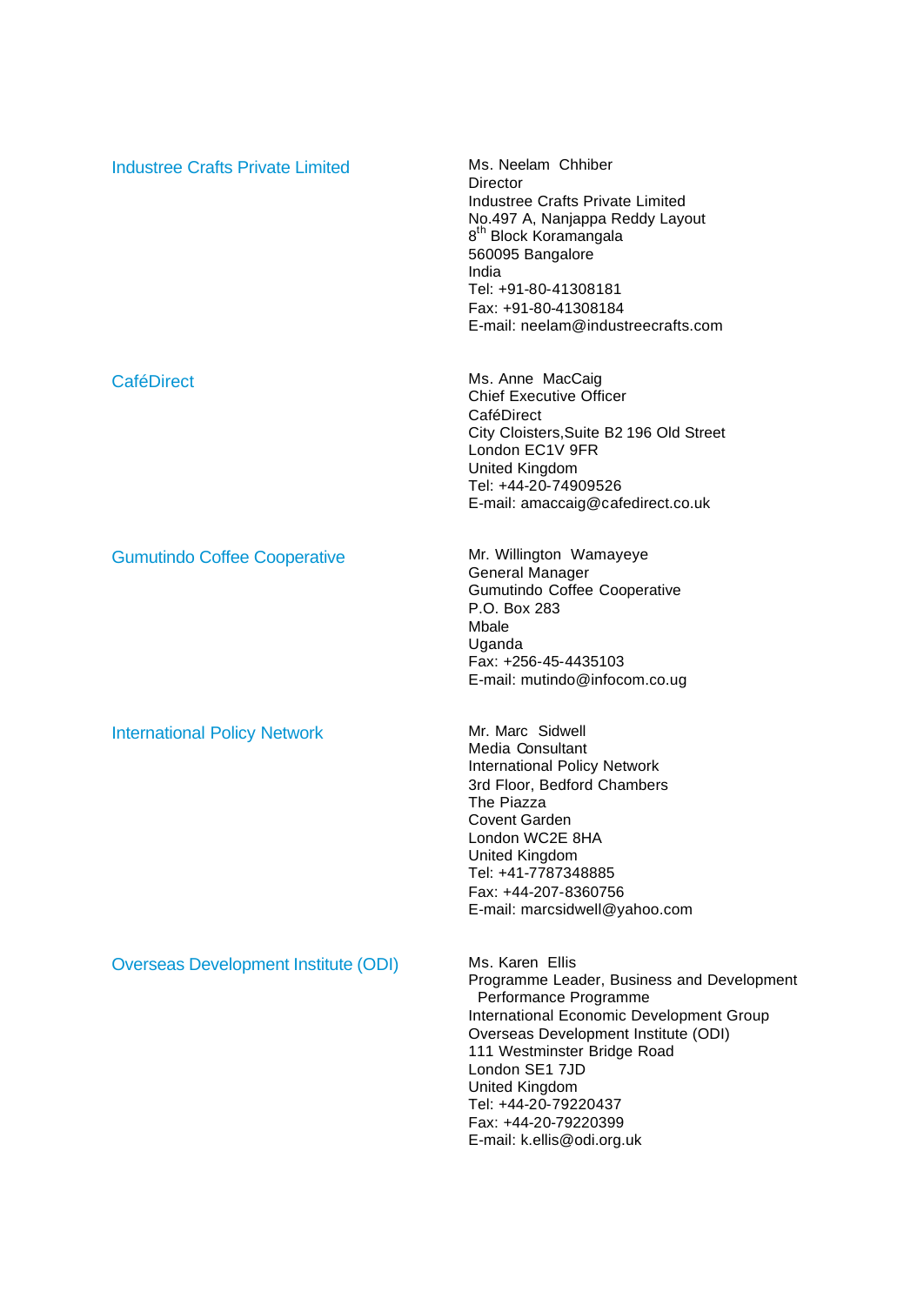**Industree Crafts Private Limited**

Ms. Neelam Chhiber
Director
Industree Crafts Private Limited
No.497 A, Nanjappa Reddy Layout
8th Block Koramangala
560095 Bangalore
India
Tel: +91-80-41308181
Fax: +91-80-41308184
E-mail: neelam@industreecrafts.com

**CaféDirect**

Ms. Anne MacCaig
Chief Executive Officer
CaféDirect
City Cloisters,Suite B2 196 Old Street
London EC1V 9FR
United Kingdom
Tel: +44-20-74909526
E-mail: amaccaig@cafedirect.co.uk

**Gumutindo Coffee Cooperative**

Mr. Willington Wamayeye
General Manager
Gumutindo Coffee Cooperative
P.O. Box 283
Mbale
Uganda
Fax: +256-45-4435103
E-mail: mutindo@infocom.co.ug

**International Policy Network**

Mr. Marc Sidwell
Media Consultant
International Policy Network
3rd Floor, Bedford Chambers
The Piazza
Covent Garden
London WC2E 8HA
United Kingdom
Tel: +41-7787348885
Fax: +44-207-8360756
E-mail: marcsidwell@yahoo.com

**Overseas Development Institute (ODI)**

Ms. Karen Ellis
Programme Leader, Business and Development Performance Programme
International Economic Development Group
Overseas Development Institute (ODI)
111 Westminster Bridge Road
London SE1 7JD
United Kingdom
Tel: +44-20-79220437
Fax: +44-20-79220399
E-mail: k.ellis@odi.org.uk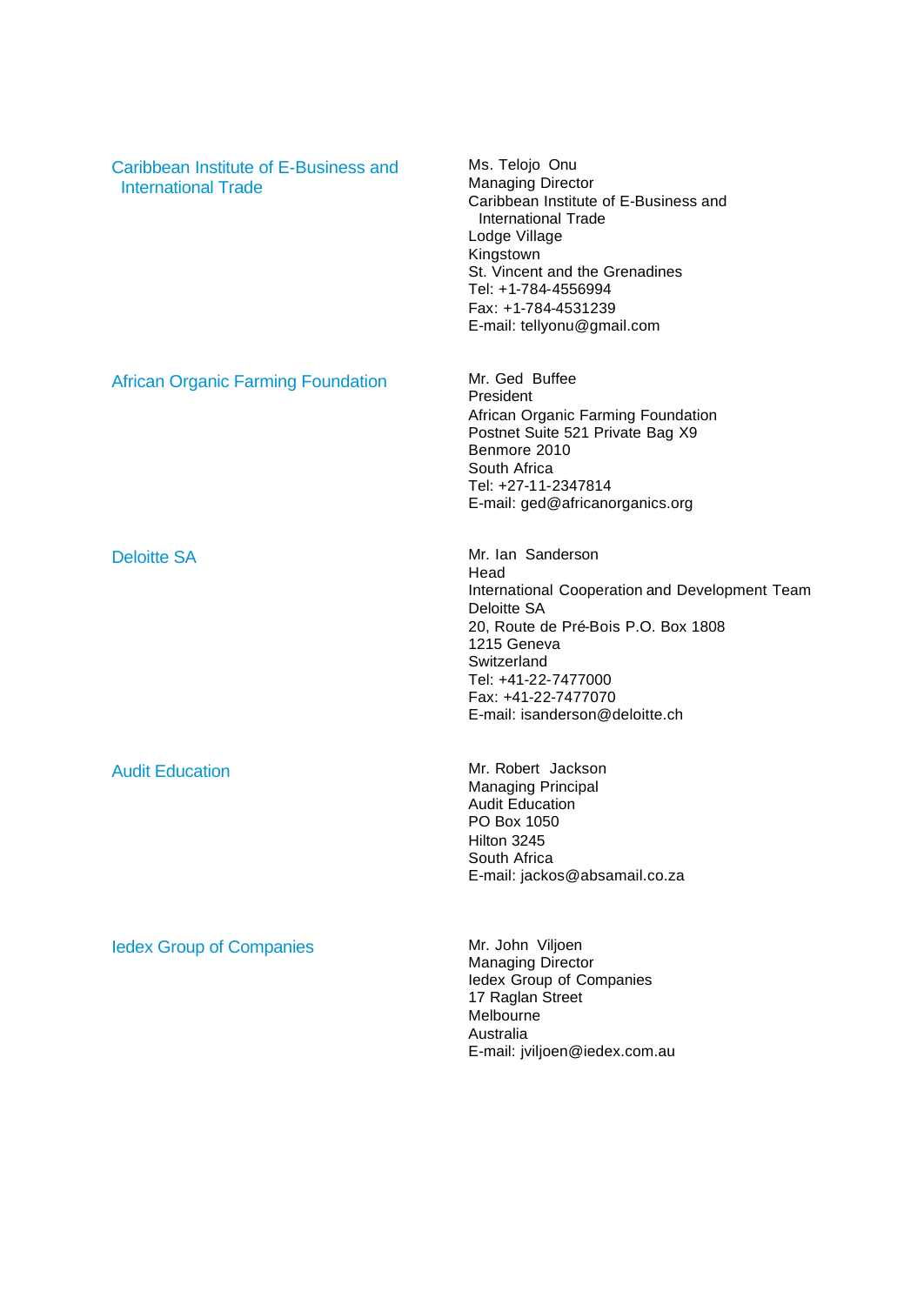| | |
|---|---|
| Caribbean Institute of E-Business and International Trade | Ms. Telojo Onu<br>Managing Director<br>Caribbean Institute of E-Business and International Trade<br>Lodge Village<br>Kingstown<br>St. Vincent and the Grenadines<br>Tel: +1-784-4556994<br>Fax: +1-784-4531239<br>E-mail: tellyonu@gmail.com |
| African Organic Farming Foundation | Mr. Ged Buffee<br>President<br>African Organic Farming Foundation<br>Postnet Suite 521 Private Bag X9<br>Benmore 2010<br>South Africa<br>Tel: +27-11-2347814<br>E-mail: ged@africanorganics.org |
| Deloitte SA | Mr. Ian Sanderson<br>Head<br>International Cooperation and Development Team<br>Deloitte SA<br>20, Route de Pré-Bois P.O. Box 1808<br>1215 Geneva<br>Switzerland<br>Tel: +41-22-7477000<br>Fax: +41-22-7477070<br>E-mail: isanderson@deloitte.ch |
| Audit Education | Mr. Robert Jackson<br>Managing Principal<br>Audit Education<br>PO Box 1050<br>Hilton 3245<br>South Africa<br>E-mail: jackos@absamail.co.za |
| Iedex Group of Companies | Mr. John Viljoen<br>Managing Director<br>Iedex Group of Companies<br>17 Raglan Street<br>Melbourne<br>Australia<br>E-mail: jviljoen@iedex.com.au |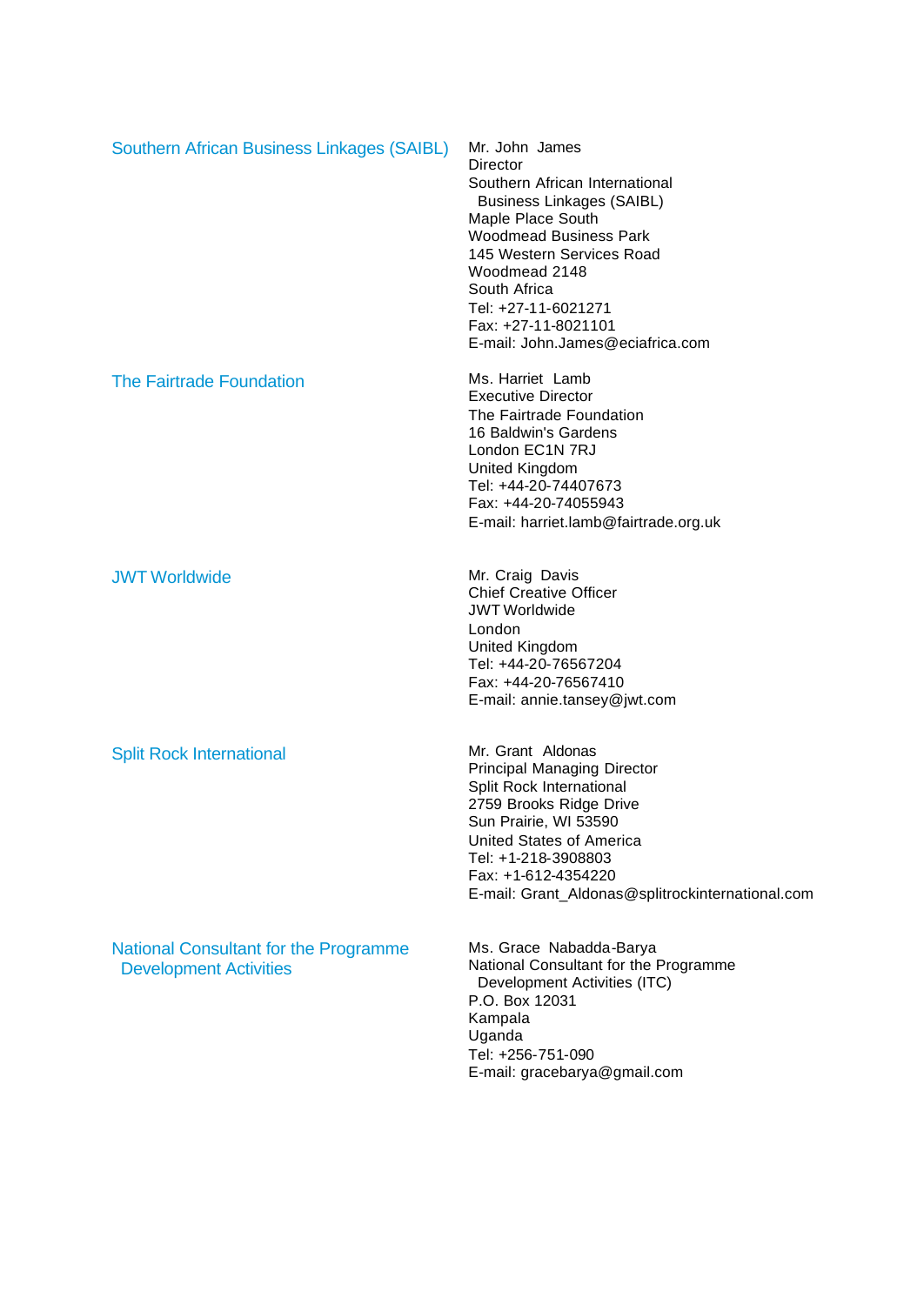| | |
|---|---|
| Southern African Business Linkages (SAIBL) | Mr. John James<br>Director<br>Southern African International<br>Business Linkages (SAIBL)<br>Maple Place South<br>Woodmead Business Park<br>145 Western Services Road<br>Woodmead 2148<br>South Africa<br>Tel: +27-11-6021271<br>Fax: +27-11-8021101<br>E-mail: John.James@eciafrica.com |
| The Fairtrade Foundation | Ms. Harriet Lamb<br>Executive Director<br>The Fairtrade Foundation<br>16 Baldwin's Gardens<br>London EC1N 7RJ<br>United Kingdom<br>Tel: +44-20-74407673<br>Fax: +44-20-74055943<br>E-mail: harriet.lamb@fairtrade.org.uk |
| JWT Worldwide | Mr. Craig Davis<br>Chief Creative Officer<br>JWT Worldwide<br>London<br>United Kingdom<br>Tel: +44-20-76567204<br>Fax: +44-20-76567410<br>E-mail: annie.tansey@jwt.com |
| Split Rock International | Mr. Grant Aldonas<br>Principal Managing Director<br>Split Rock International<br>2759 Brooks Ridge Drive<br>Sun Prairie, WI 53590<br>United States of America<br>Tel: +1-218-3908803<br>Fax: +1-612-4354220<br>E-mail: Grant_Aldonas@splitrockinternational.com |
| National Consultant for the Programme Development Activities | Ms. Grace Nabadda-Barya<br>National Consultant for the Programme<br>Development Activities (ITC)<br>P.O. Box 12031<br>Kampala<br>Uganda<br>Tel: +256-751-090<br>E-mail: gracebarya@gmail.com |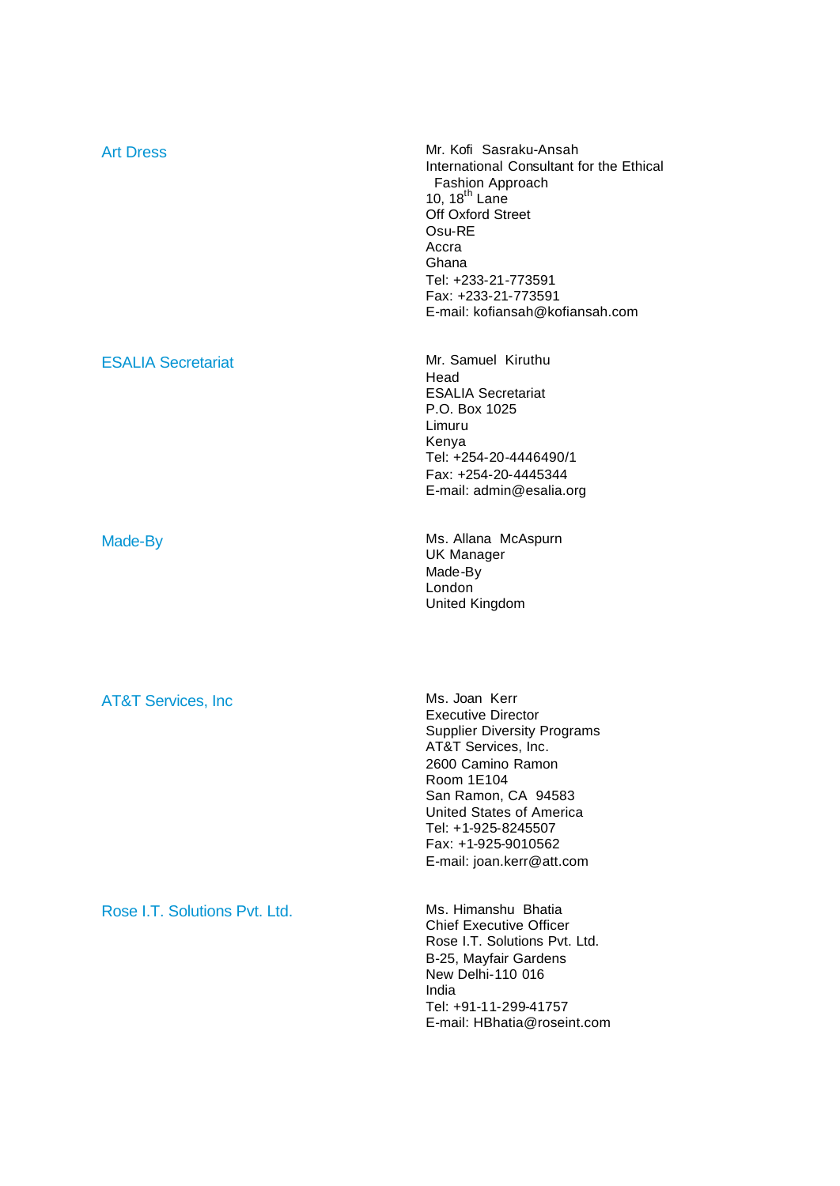| | |
|---|---|
| Art Dress | Mr. Kofi Sasraku-Ansah<br>International Consultant for the Ethical Fashion Approach<br>10, 18th Lane<br>Off Oxford Street<br>Osu-RE<br>Accra<br>Ghana<br>Tel: +233-21-773591<br>Fax: +233-21-773591<br>E-mail: kofiansah@kofiansah.com |
| ESALIA Secretariat | Mr. Samuel Kiruthu<br>Head<br>ESALIA Secretariat<br>P.O. Box 1025<br>Limuru<br>Kenya<br>Tel: +254-20-4446490/1<br>Fax: +254-20-4445344<br>E-mail: admin@esalia.org |
| Made-By | Ms. Allana McAspurn<br>UK Manager<br>Made-By<br>London<br>United Kingdom |
| AT&T Services, Inc | Ms. Joan Kerr<br>Executive Director<br>Supplier Diversity Programs<br>AT&T Services, Inc.<br>2600 Camino Ramon<br>Room 1E104<br>San Ramon, CA 94583<br>United States of America<br>Tel: +1-925-8245507<br>Fax: +1-925-9010562<br>E-mail: joan.kerr@att.com |
| Rose I.T. Solutions Pvt. Ltd. | Ms. Himanshu Bhatia<br>Chief Executive Officer<br>Rose I.T. Solutions Pvt. Ltd.<br>B-25, Mayfair Gardens<br>New Delhi-110 016<br>India<br>Tel: +91-11-299-41757<br>E-mail: HBhatia@roseint.com |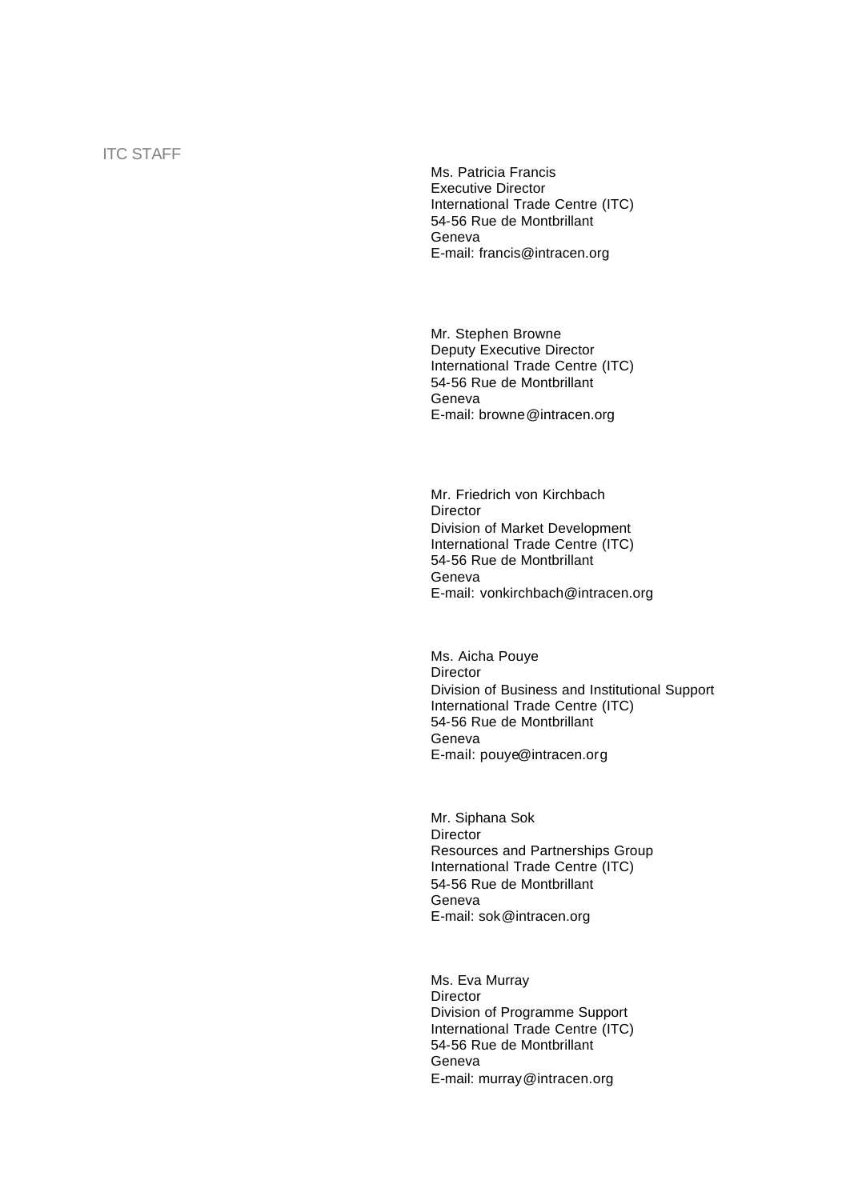ITC STAFF

Ms. Patricia Francis
Executive Director
International Trade Centre (ITC)
54-56 Rue de Montbrillant
Geneva
E-mail: francis@intracen.org

Mr. Stephen Browne
Deputy Executive Director
International Trade Centre (ITC)
54-56 Rue de Montbrillant
Geneva
E-mail: browne@intracen.org

Mr. Friedrich von Kirchbach
Director
Division of Market Development
International Trade Centre (ITC)
54-56 Rue de Montbrillant
Geneva
E-mail: vonkirchbach@intracen.org

Ms. Aicha Pouye
Director
Division of Business and Institutional Support
International Trade Centre (ITC)
54-56 Rue de Montbrillant
Geneva
E-mail: pouye@intracen.org

Mr. Siphana Sok
Director
Resources and Partnerships Group
International Trade Centre (ITC)
54-56 Rue de Montbrillant
Geneva
E-mail: sok@intracen.org

Ms. Eva Murray
Director
Division of Programme Support
International Trade Centre (ITC)
54-56 Rue de Montbrillant
Geneva
E-mail: murray@intracen.org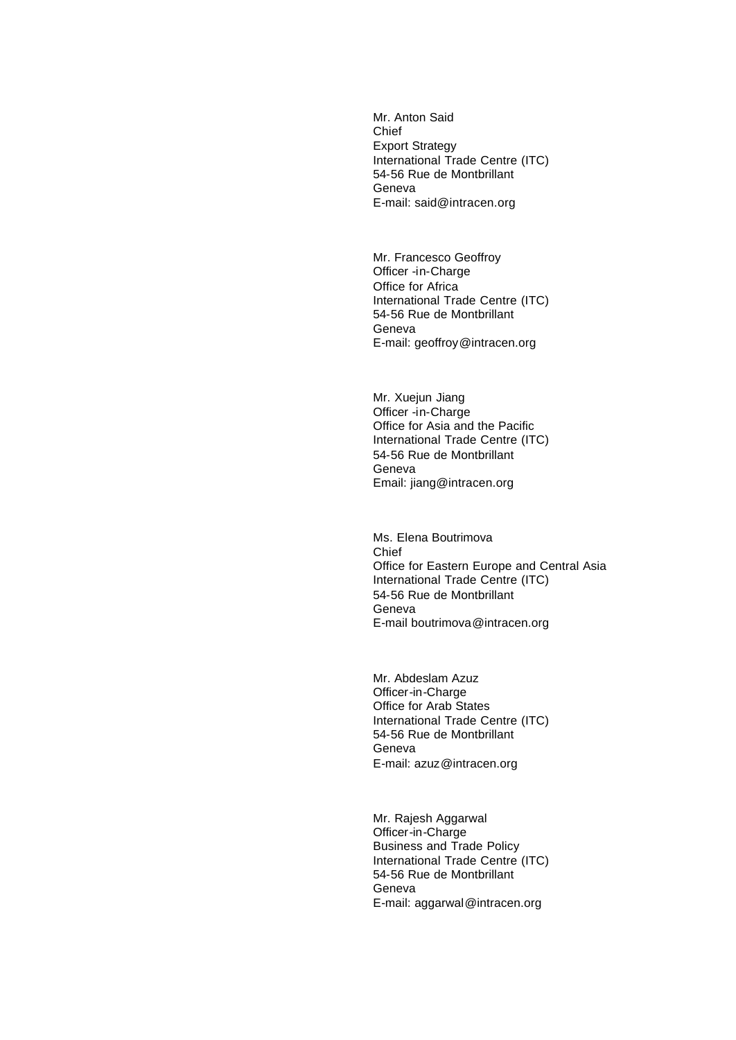Mr. Anton Said
Chief
Export Strategy
International Trade Centre (ITC)
54-56 Rue de Montbrillant
Geneva
E-mail: said@intracen.org

Mr. Francesco Geoffroy
Officer -in-Charge
Office for Africa
International Trade Centre (ITC)
54-56 Rue de Montbrillant
Geneva
E-mail: geoffroy@intracen.org

Mr. Xuejun Jiang
Officer -in-Charge
Office for Asia and the Pacific
International Trade Centre (ITC)
54-56 Rue de Montbrillant
Geneva
Email: jiang@intracen.org

Ms. Elena Boutrimova
Chief
Office for Eastern Europe and Central Asia
International Trade Centre (ITC)
54-56 Rue de Montbrillant
Geneva
E-mail boutrimova@intracen.org

Mr. Abdeslam Azuz
Officer-in-Charge
Office for Arab States
International Trade Centre (ITC)
54-56 Rue de Montbrillant
Geneva
E-mail: azuz@intracen.org

Mr. Rajesh Aggarwal
Officer-in-Charge
Business and Trade Policy
International Trade Centre (ITC)
54-56 Rue de Montbrillant
Geneva
E-mail: aggarwal@intracen.org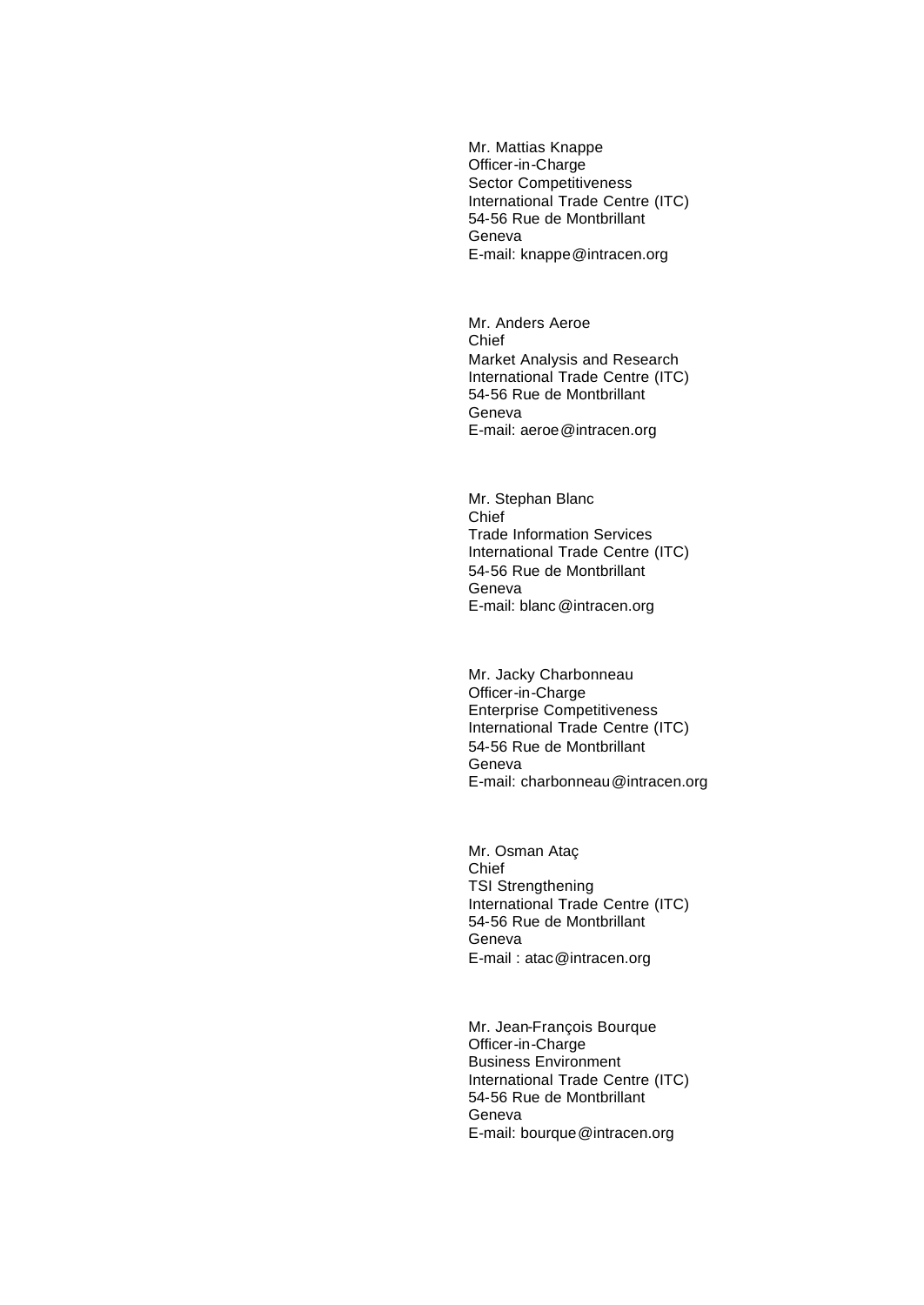Mr. Mattias Knappe
Officer-in-Charge
Sector Competitiveness
International Trade Centre (ITC)
54-56 Rue de Montbrillant
Geneva
E-mail: knappe@intracen.org

Mr. Anders Aeroe
Chief
Market Analysis and Research
International Trade Centre (ITC)
54-56 Rue de Montbrillant
Geneva
E-mail: aeroe@intracen.org

Mr. Stephan Blanc
Chief
Trade Information Services
International Trade Centre (ITC)
54-56 Rue de Montbrillant
Geneva
E-mail: blanc@intracen.org

Mr. Jacky Charbonneau
Officer-in-Charge
Enterprise Competitiveness
International Trade Centre (ITC)
54-56 Rue de Montbrillant
Geneva
E-mail: charbonneau@intracen.org

Mr. Osman Ataç
Chief
TSI Strengthening
International Trade Centre (ITC)
54-56 Rue de Montbrillant
Geneva
E-mail : atac@intracen.org

Mr. Jean-François Bourque
Officer-in-Charge
Business Environment
International Trade Centre (ITC)
54-56 Rue de Montbrillant
Geneva
E-mail: bourque@intracen.org